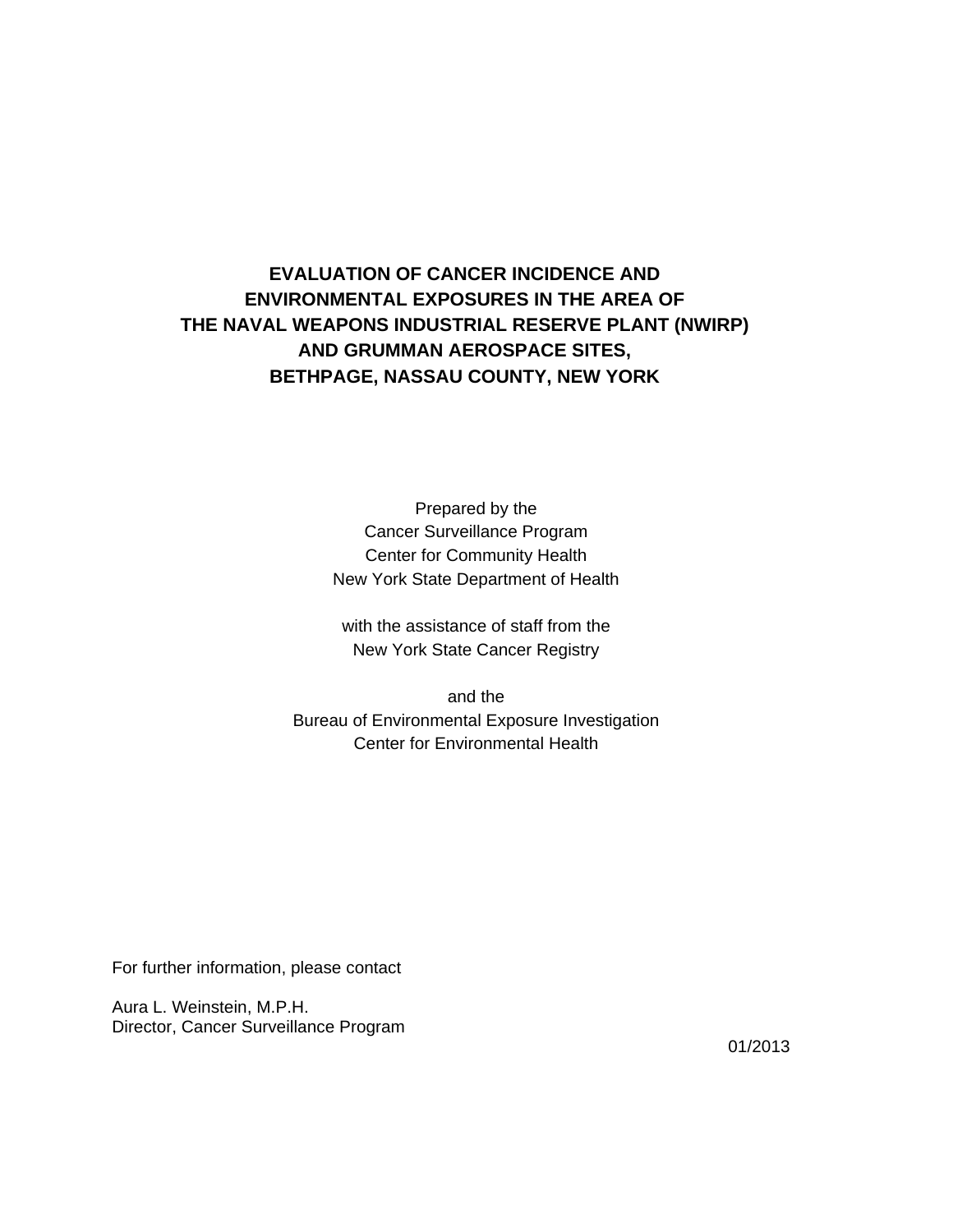# EVALUATION OF CANCER INCIDENCE AND ENVIRONMENTAL EXPOSURES IN THE AREA OF THE NAVAL WEAPONS INDUSTRIAL RESERVE PLANT (NWIRP) AND GRUMMAN AEROSPACE SITES, BETHPAGE, NASSAU COUNTY, NEW YORK

Prepared by the
Cancer Surveillance Program
Center for Community Health
New York State Department of Health

with the assistance of staff from the
New York State Cancer Registry

and the
Bureau of Environmental Exposure Investigation
Center for Environmental Health

For further information, please contact

Aura L. Weinstein, M.P.H.
Director, Cancer Surveillance Program

01/2013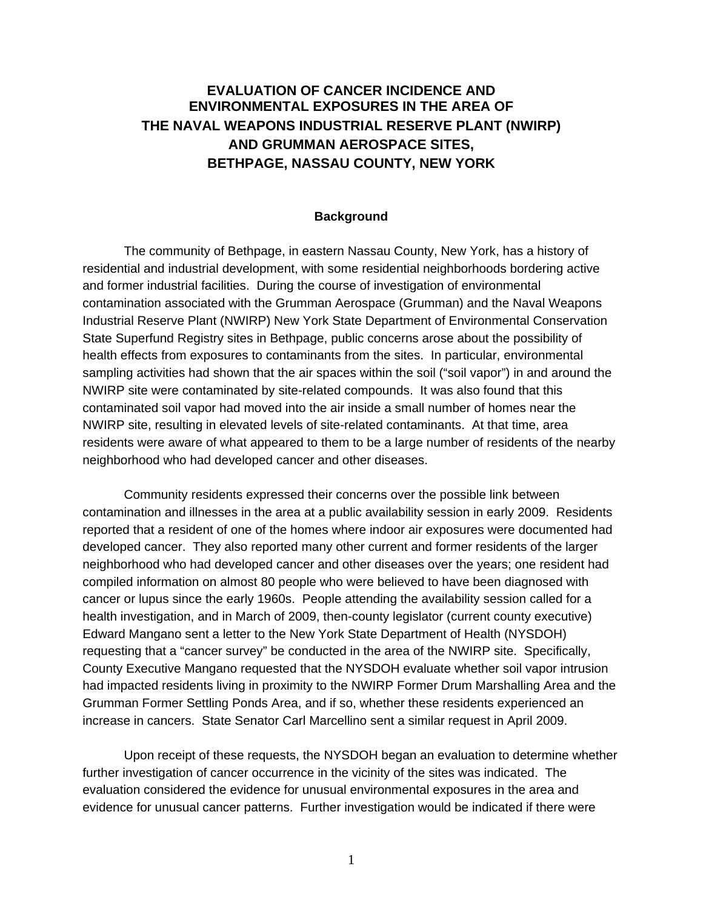# EVALUATION OF CANCER INCIDENCE AND ENVIRONMENTAL EXPOSURES IN THE AREA OF THE NAVAL WEAPONS INDUSTRIAL RESERVE PLANT (NWIRP) AND GRUMMAN AEROSPACE SITES, BETHPAGE, NASSAU COUNTY, NEW YORK

## Background

The community of Bethpage, in eastern Nassau County, New York, has a history of residential and industrial development, with some residential neighborhoods bordering active and former industrial facilities. During the course of investigation of environmental contamination associated with the Grumman Aerospace (Grumman) and the Naval Weapons Industrial Reserve Plant (NWIRP) New York State Department of Environmental Conservation State Superfund Registry sites in Bethpage, public concerns arose about the possibility of health effects from exposures to contaminants from the sites. In particular, environmental sampling activities had shown that the air spaces within the soil ("soil vapor") in and around the NWIRP site were contaminated by site-related compounds. It was also found that this contaminated soil vapor had moved into the air inside a small number of homes near the NWIRP site, resulting in elevated levels of site-related contaminants. At that time, area residents were aware of what appeared to them to be a large number of residents of the nearby neighborhood who had developed cancer and other diseases.

Community residents expressed their concerns over the possible link between contamination and illnesses in the area at a public availability session in early 2009. Residents reported that a resident of one of the homes where indoor air exposures were documented had developed cancer. They also reported many other current and former residents of the larger neighborhood who had developed cancer and other diseases over the years; one resident had compiled information on almost 80 people who were believed to have been diagnosed with cancer or lupus since the early 1960s. People attending the availability session called for a health investigation, and in March of 2009, then-county legislator (current county executive) Edward Mangano sent a letter to the New York State Department of Health (NYSDOH) requesting that a "cancer survey" be conducted in the area of the NWIRP site. Specifically, County Executive Mangano requested that the NYSDOH evaluate whether soil vapor intrusion had impacted residents living in proximity to the NWIRP Former Drum Marshalling Area and the Grumman Former Settling Ponds Area, and if so, whether these residents experienced an increase in cancers. State Senator Carl Marcellino sent a similar request in April 2009.

Upon receipt of these requests, the NYSDOH began an evaluation to determine whether further investigation of cancer occurrence in the vicinity of the sites was indicated. The evaluation considered the evidence for unusual environmental exposures in the area and evidence for unusual cancer patterns. Further investigation would be indicated if there were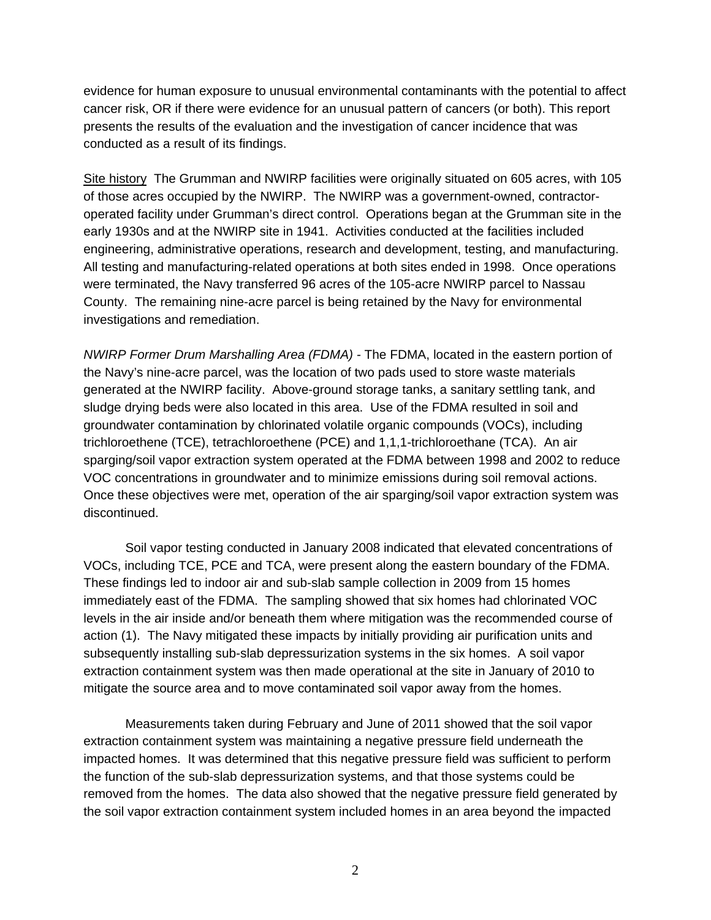evidence for human exposure to unusual environmental contaminants with the potential to affect cancer risk, OR if there were evidence for an unusual pattern of cancers (or both). This report presents the results of the evaluation and the investigation of cancer incidence that was conducted as a result of its findings.

Site history  The Grumman and NWIRP facilities were originally situated on 605 acres, with 105 of those acres occupied by the NWIRP. The NWIRP was a government-owned, contractor-operated facility under Grumman's direct control. Operations began at the Grumman site in the early 1930s and at the NWIRP site in 1941. Activities conducted at the facilities included engineering, administrative operations, research and development, testing, and manufacturing. All testing and manufacturing-related operations at both sites ended in 1998. Once operations were terminated, the Navy transferred 96 acres of the 105-acre NWIRP parcel to Nassau County. The remaining nine-acre parcel is being retained by the Navy for environmental investigations and remediation.

*NWIRP Former Drum Marshalling Area (FDMA)* - The FDMA, located in the eastern portion of the Navy's nine-acre parcel, was the location of two pads used to store waste materials generated at the NWIRP facility. Above-ground storage tanks, a sanitary settling tank, and sludge drying beds were also located in this area. Use of the FDMA resulted in soil and groundwater contamination by chlorinated volatile organic compounds (VOCs), including trichloroethene (TCE), tetrachloroethene (PCE) and 1,1,1-trichloroethane (TCA). An air sparging/soil vapor extraction system operated at the FDMA between 1998 and 2002 to reduce VOC concentrations in groundwater and to minimize emissions during soil removal actions. Once these objectives were met, operation of the air sparging/soil vapor extraction system was discontinued.

Soil vapor testing conducted in January 2008 indicated that elevated concentrations of VOCs, including TCE, PCE and TCA, were present along the eastern boundary of the FDMA. These findings led to indoor air and sub-slab sample collection in 2009 from 15 homes immediately east of the FDMA. The sampling showed that six homes had chlorinated VOC levels in the air inside and/or beneath them where mitigation was the recommended course of action (1). The Navy mitigated these impacts by initially providing air purification units and subsequently installing sub-slab depressurization systems in the six homes. A soil vapor extraction containment system was then made operational at the site in January of 2010 to mitigate the source area and to move contaminated soil vapor away from the homes.

Measurements taken during February and June of 2011 showed that the soil vapor extraction containment system was maintaining a negative pressure field underneath the impacted homes. It was determined that this negative pressure field was sufficient to perform the function of the sub-slab depressurization systems, and that those systems could be removed from the homes. The data also showed that the negative pressure field generated by the soil vapor extraction containment system included homes in an area beyond the impacted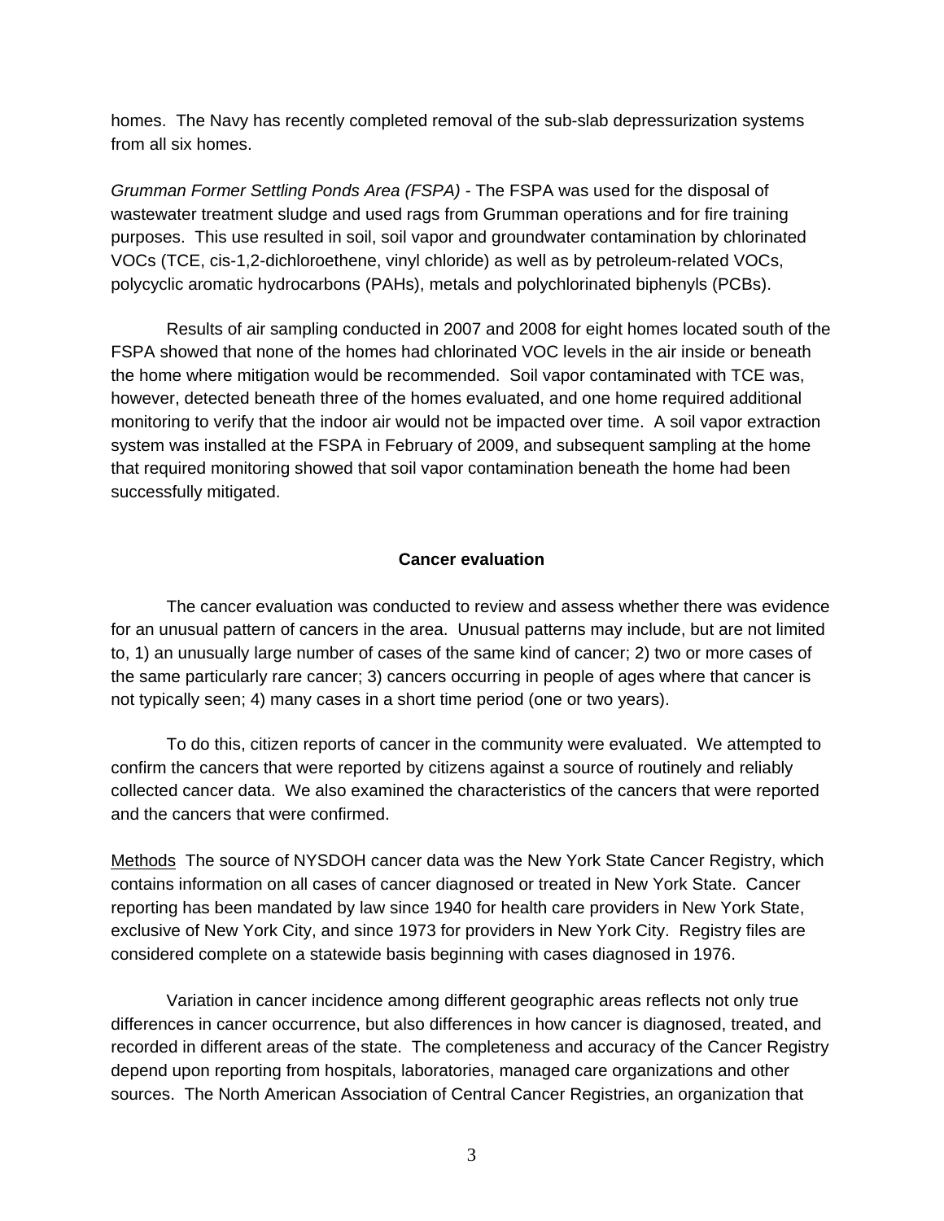homes. The Navy has recently completed removal of the sub-slab depressurization systems from all six homes.

*Grumman Former Settling Ponds Area (FSPA)* - The FSPA was used for the disposal of wastewater treatment sludge and used rags from Grumman operations and for fire training purposes. This use resulted in soil, soil vapor and groundwater contamination by chlorinated VOCs (TCE, cis-1,2-dichloroethene, vinyl chloride) as well as by petroleum-related VOCs, polycyclic aromatic hydrocarbons (PAHs), metals and polychlorinated biphenyls (PCBs).

Results of air sampling conducted in 2007 and 2008 for eight homes located south of the FSPA showed that none of the homes had chlorinated VOC levels in the air inside or beneath the home where mitigation would be recommended. Soil vapor contaminated with TCE was, however, detected beneath three of the homes evaluated, and one home required additional monitoring to verify that the indoor air would not be impacted over time. A soil vapor extraction system was installed at the FSPA in February of 2009, and subsequent sampling at the home that required monitoring showed that soil vapor contamination beneath the home had been successfully mitigated.

## Cancer evaluation

The cancer evaluation was conducted to review and assess whether there was evidence for an unusual pattern of cancers in the area. Unusual patterns may include, but are not limited to, 1) an unusually large number of cases of the same kind of cancer; 2) two or more cases of the same particularly rare cancer; 3) cancers occurring in people of ages where that cancer is not typically seen; 4) many cases in a short time period (one or two years).

To do this, citizen reports of cancer in the community were evaluated. We attempted to confirm the cancers that were reported by citizens against a source of routinely and reliably collected cancer data. We also examined the characteristics of the cancers that were reported and the cancers that were confirmed.

<u>Methods</u> The source of NYSDOH cancer data was the New York State Cancer Registry, which contains information on all cases of cancer diagnosed or treated in New York State. Cancer reporting has been mandated by law since 1940 for health care providers in New York State, exclusive of New York City, and since 1973 for providers in New York City. Registry files are considered complete on a statewide basis beginning with cases diagnosed in 1976.

Variation in cancer incidence among different geographic areas reflects not only true differences in cancer occurrence, but also differences in how cancer is diagnosed, treated, and recorded in different areas of the state. The completeness and accuracy of the Cancer Registry depend upon reporting from hospitals, laboratories, managed care organizations and other sources. The North American Association of Central Cancer Registries, an organization that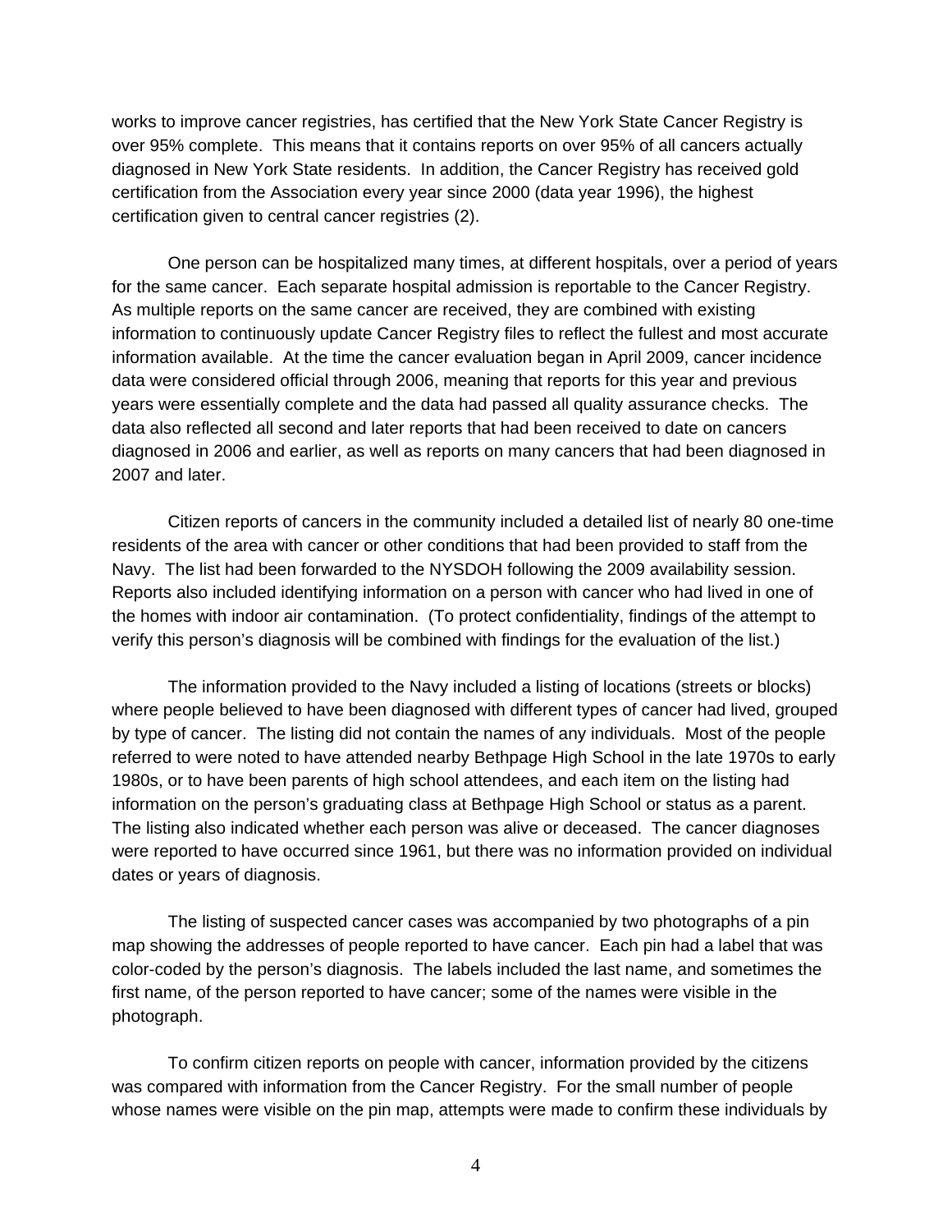works to improve cancer registries, has certified that the New York State Cancer Registry is over 95% complete. This means that it contains reports on over 95% of all cancers actually diagnosed in New York State residents. In addition, the Cancer Registry has received gold certification from the Association every year since 2000 (data year 1996), the highest certification given to central cancer registries (2).

One person can be hospitalized many times, at different hospitals, over a period of years for the same cancer. Each separate hospital admission is reportable to the Cancer Registry. As multiple reports on the same cancer are received, they are combined with existing information to continuously update Cancer Registry files to reflect the fullest and most accurate information available. At the time the cancer evaluation began in April 2009, cancer incidence data were considered official through 2006, meaning that reports for this year and previous years were essentially complete and the data had passed all quality assurance checks. The data also reflected all second and later reports that had been received to date on cancers diagnosed in 2006 and earlier, as well as reports on many cancers that had been diagnosed in 2007 and later.

Citizen reports of cancers in the community included a detailed list of nearly 80 one-time residents of the area with cancer or other conditions that had been provided to staff from the Navy. The list had been forwarded to the NYSDOH following the 2009 availability session. Reports also included identifying information on a person with cancer who had lived in one of the homes with indoor air contamination. (To protect confidentiality, findings of the attempt to verify this person's diagnosis will be combined with findings for the evaluation of the list.)

The information provided to the Navy included a listing of locations (streets or blocks) where people believed to have been diagnosed with different types of cancer had lived, grouped by type of cancer. The listing did not contain the names of any individuals. Most of the people referred to were noted to have attended nearby Bethpage High School in the late 1970s to early 1980s, or to have been parents of high school attendees, and each item on the listing had information on the person's graduating class at Bethpage High School or status as a parent. The listing also indicated whether each person was alive or deceased. The cancer diagnoses were reported to have occurred since 1961, but there was no information provided on individual dates or years of diagnosis.

The listing of suspected cancer cases was accompanied by two photographs of a pin map showing the addresses of people reported to have cancer. Each pin had a label that was color-coded by the person's diagnosis. The labels included the last name, and sometimes the first name, of the person reported to have cancer; some of the names were visible in the photograph.

To confirm citizen reports on people with cancer, information provided by the citizens was compared with information from the Cancer Registry. For the small number of people whose names were visible on the pin map, attempts were made to confirm these individuals by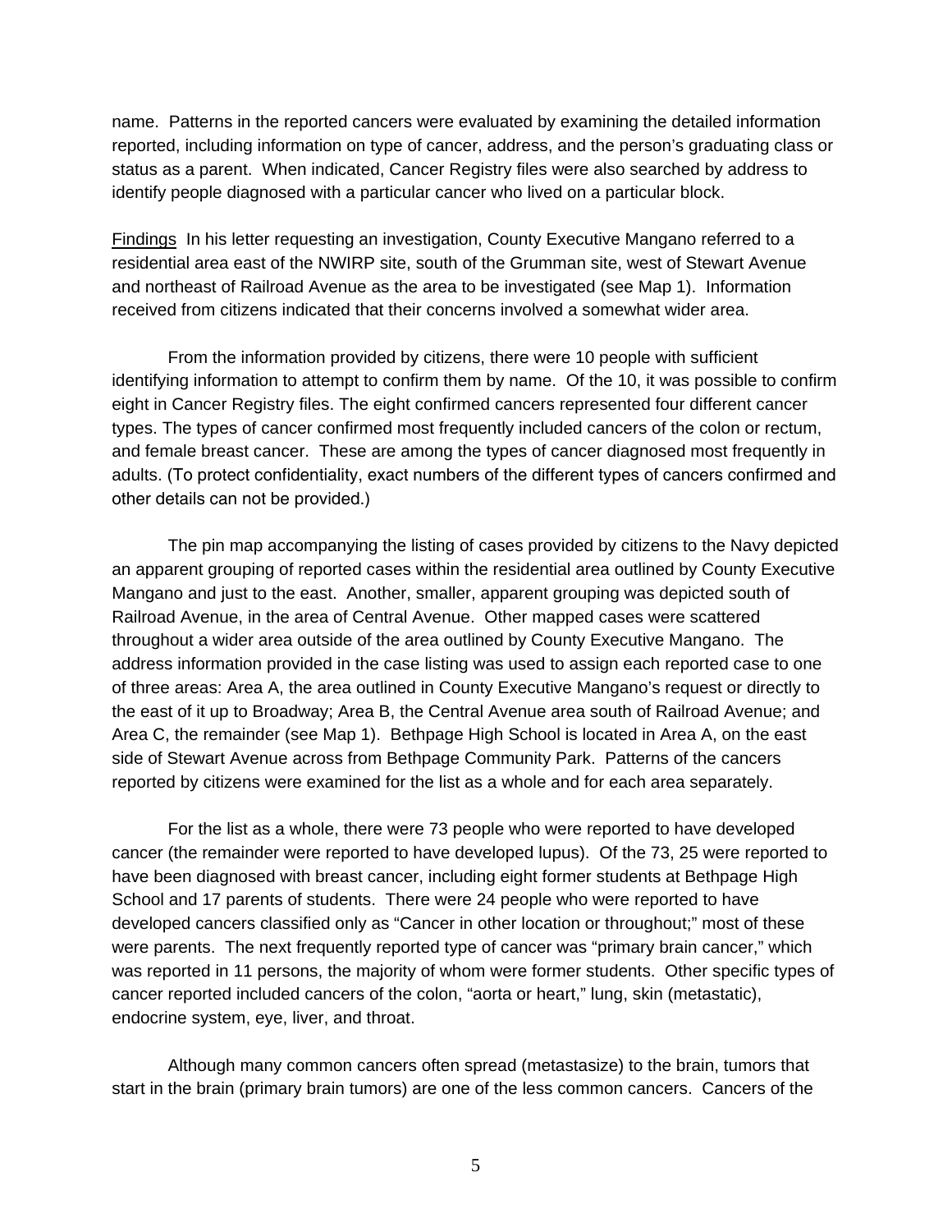name. Patterns in the reported cancers were evaluated by examining the detailed information reported, including information on type of cancer, address, and the person's graduating class or status as a parent. When indicated, Cancer Registry files were also searched by address to identify people diagnosed with a particular cancer who lived on a particular block.

Findings In his letter requesting an investigation, County Executive Mangano referred to a residential area east of the NWIRP site, south of the Grumman site, west of Stewart Avenue and northeast of Railroad Avenue as the area to be investigated (see Map 1). Information received from citizens indicated that their concerns involved a somewhat wider area.

From the information provided by citizens, there were 10 people with sufficient identifying information to attempt to confirm them by name. Of the 10, it was possible to confirm eight in Cancer Registry files. The eight confirmed cancers represented four different cancer types. The types of cancer confirmed most frequently included cancers of the colon or rectum, and female breast cancer. These are among the types of cancer diagnosed most frequently in adults. (To protect confidentiality, exact numbers of the different types of cancers confirmed and other details can not be provided.)

The pin map accompanying the listing of cases provided by citizens to the Navy depicted an apparent grouping of reported cases within the residential area outlined by County Executive Mangano and just to the east. Another, smaller, apparent grouping was depicted south of Railroad Avenue, in the area of Central Avenue. Other mapped cases were scattered throughout a wider area outside of the area outlined by County Executive Mangano. The address information provided in the case listing was used to assign each reported case to one of three areas: Area A, the area outlined in County Executive Mangano's request or directly to the east of it up to Broadway; Area B, the Central Avenue area south of Railroad Avenue; and Area C, the remainder (see Map 1). Bethpage High School is located in Area A, on the east side of Stewart Avenue across from Bethpage Community Park. Patterns of the cancers reported by citizens were examined for the list as a whole and for each area separately.

For the list as a whole, there were 73 people who were reported to have developed cancer (the remainder were reported to have developed lupus). Of the 73, 25 were reported to have been diagnosed with breast cancer, including eight former students at Bethpage High School and 17 parents of students. There were 24 people who were reported to have developed cancers classified only as "Cancer in other location or throughout;" most of these were parents. The next frequently reported type of cancer was "primary brain cancer," which was reported in 11 persons, the majority of whom were former students. Other specific types of cancer reported included cancers of the colon, "aorta or heart," lung, skin (metastatic), endocrine system, eye, liver, and throat.

Although many common cancers often spread (metastasize) to the brain, tumors that start in the brain (primary brain tumors) are one of the less common cancers. Cancers of the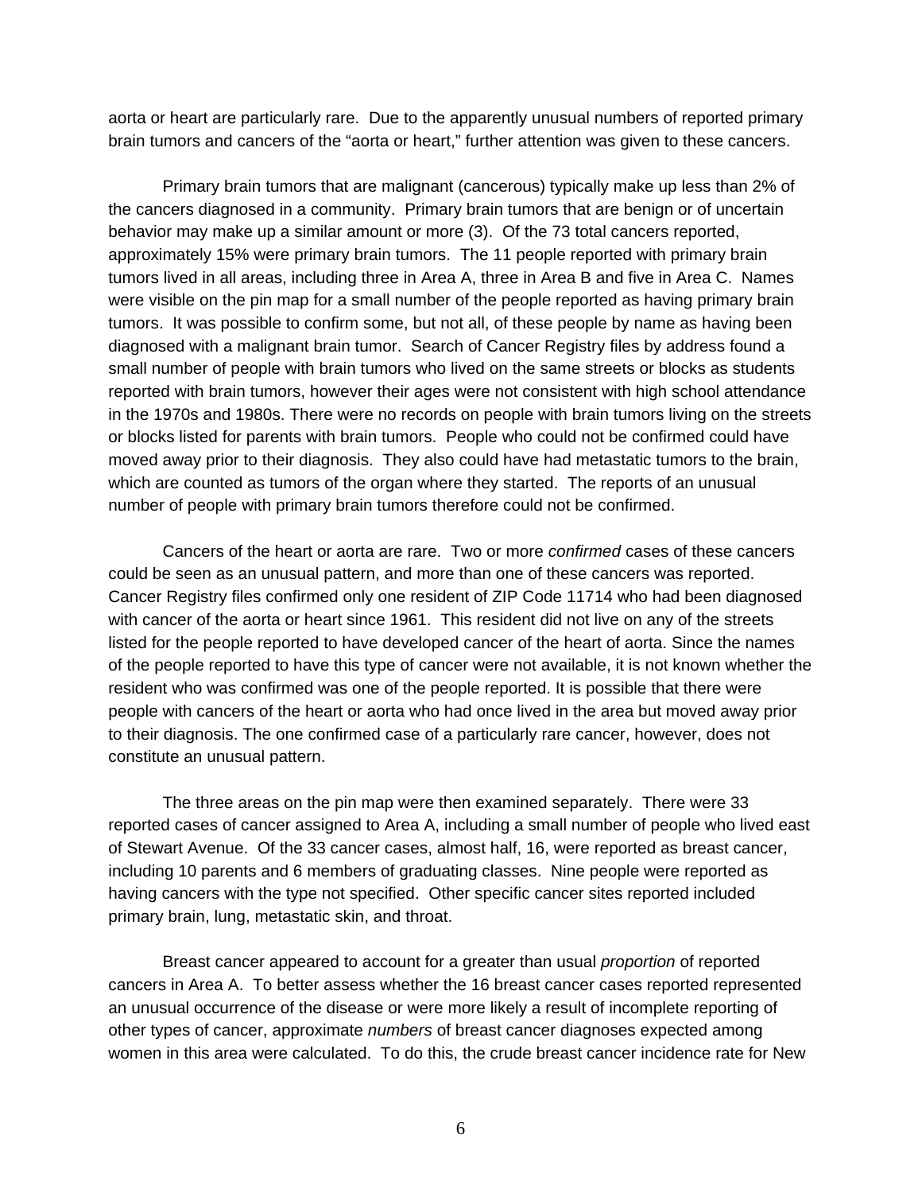aorta or heart are particularly rare. Due to the apparently unusual numbers of reported primary brain tumors and cancers of the "aorta or heart," further attention was given to these cancers.

Primary brain tumors that are malignant (cancerous) typically make up less than 2% of the cancers diagnosed in a community. Primary brain tumors that are benign or of uncertain behavior may make up a similar amount or more (3). Of the 73 total cancers reported, approximately 15% were primary brain tumors. The 11 people reported with primary brain tumors lived in all areas, including three in Area A, three in Area B and five in Area C. Names were visible on the pin map for a small number of the people reported as having primary brain tumors. It was possible to confirm some, but not all, of these people by name as having been diagnosed with a malignant brain tumor. Search of Cancer Registry files by address found a small number of people with brain tumors who lived on the same streets or blocks as students reported with brain tumors, however their ages were not consistent with high school attendance in the 1970s and 1980s. There were no records on people with brain tumors living on the streets or blocks listed for parents with brain tumors. People who could not be confirmed could have moved away prior to their diagnosis. They also could have had metastatic tumors to the brain, which are counted as tumors of the organ where they started. The reports of an unusual number of people with primary brain tumors therefore could not be confirmed.

Cancers of the heart or aorta are rare. Two or more *confirmed* cases of these cancers could be seen as an unusual pattern, and more than one of these cancers was reported. Cancer Registry files confirmed only one resident of ZIP Code 11714 who had been diagnosed with cancer of the aorta or heart since 1961. This resident did not live on any of the streets listed for the people reported to have developed cancer of the heart of aorta. Since the names of the people reported to have this type of cancer were not available, it is not known whether the resident who was confirmed was one of the people reported. It is possible that there were people with cancers of the heart or aorta who had once lived in the area but moved away prior to their diagnosis. The one confirmed case of a particularly rare cancer, however, does not constitute an unusual pattern.

The three areas on the pin map were then examined separately. There were 33 reported cases of cancer assigned to Area A, including a small number of people who lived east of Stewart Avenue. Of the 33 cancer cases, almost half, 16, were reported as breast cancer, including 10 parents and 6 members of graduating classes. Nine people were reported as having cancers with the type not specified. Other specific cancer sites reported included primary brain, lung, metastatic skin, and throat.

Breast cancer appeared to account for a greater than usual *proportion* of reported cancers in Area A. To better assess whether the 16 breast cancer cases reported represented an unusual occurrence of the disease or were more likely a result of incomplete reporting of other types of cancer, approximate *numbers* of breast cancer diagnoses expected among women in this area were calculated. To do this, the crude breast cancer incidence rate for New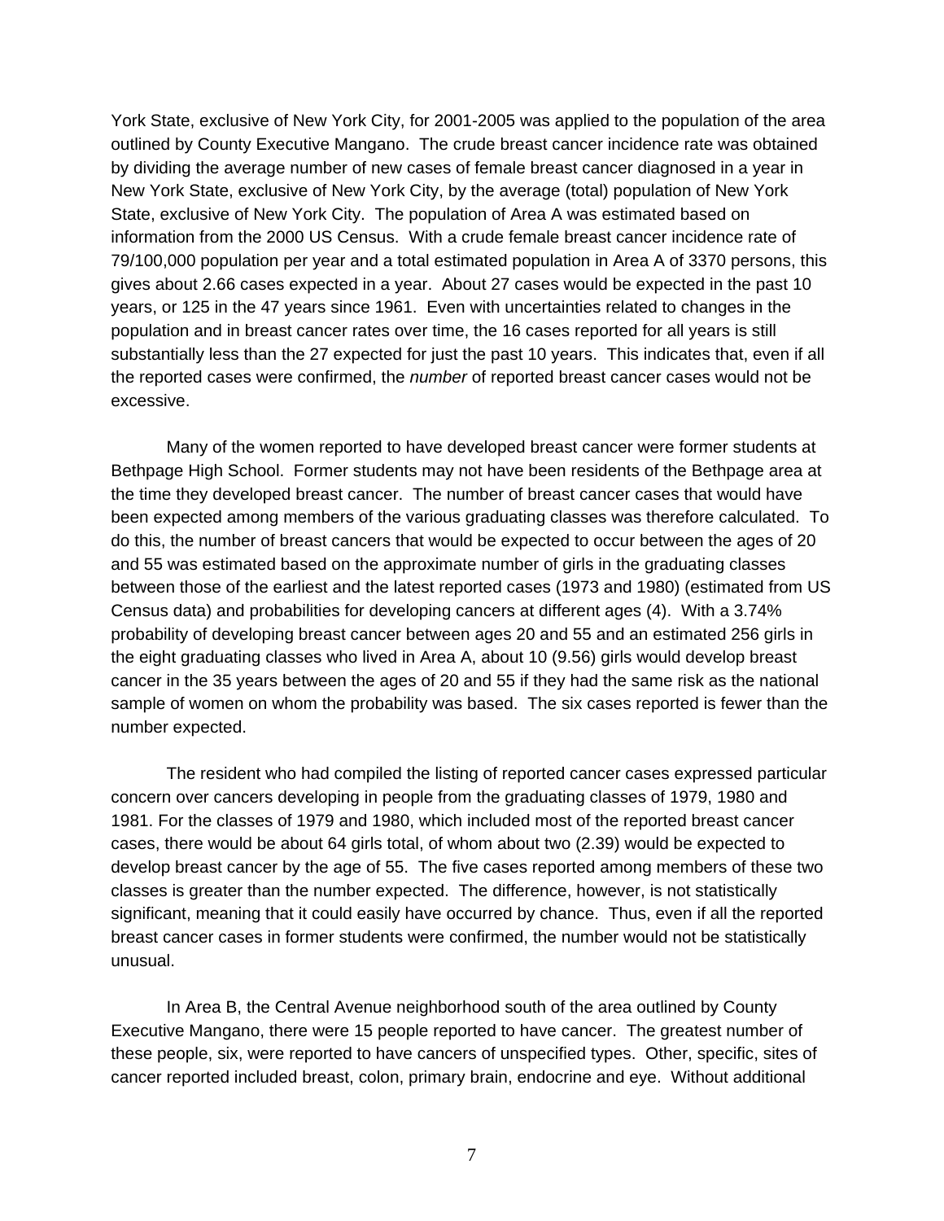York State, exclusive of New York City, for 2001-2005 was applied to the population of the area outlined by County Executive Mangano. The crude breast cancer incidence rate was obtained by dividing the average number of new cases of female breast cancer diagnosed in a year in New York State, exclusive of New York City, by the average (total) population of New York State, exclusive of New York City. The population of Area A was estimated based on information from the 2000 US Census. With a crude female breast cancer incidence rate of 79/100,000 population per year and a total estimated population in Area A of 3370 persons, this gives about 2.66 cases expected in a year. About 27 cases would be expected in the past 10 years, or 125 in the 47 years since 1961. Even with uncertainties related to changes in the population and in breast cancer rates over time, the 16 cases reported for all years is still substantially less than the 27 expected for just the past 10 years. This indicates that, even if all the reported cases were confirmed, the *number* of reported breast cancer cases would not be excessive.

Many of the women reported to have developed breast cancer were former students at Bethpage High School. Former students may not have been residents of the Bethpage area at the time they developed breast cancer. The number of breast cancer cases that would have been expected among members of the various graduating classes was therefore calculated. To do this, the number of breast cancers that would be expected to occur between the ages of 20 and 55 was estimated based on the approximate number of girls in the graduating classes between those of the earliest and the latest reported cases (1973 and 1980) (estimated from US Census data) and probabilities for developing cancers at different ages (4). With a 3.74% probability of developing breast cancer between ages 20 and 55 and an estimated 256 girls in the eight graduating classes who lived in Area A, about 10 (9.56) girls would develop breast cancer in the 35 years between the ages of 20 and 55 if they had the same risk as the national sample of women on whom the probability was based. The six cases reported is fewer than the number expected.

The resident who had compiled the listing of reported cancer cases expressed particular concern over cancers developing in people from the graduating classes of 1979, 1980 and 1981. For the classes of 1979 and 1980, which included most of the reported breast cancer cases, there would be about 64 girls total, of whom about two (2.39) would be expected to develop breast cancer by the age of 55. The five cases reported among members of these two classes is greater than the number expected. The difference, however, is not statistically significant, meaning that it could easily have occurred by chance. Thus, even if all the reported breast cancer cases in former students were confirmed, the number would not be statistically unusual.

In Area B, the Central Avenue neighborhood south of the area outlined by County Executive Mangano, there were 15 people reported to have cancer. The greatest number of these people, six, were reported to have cancers of unspecified types. Other, specific, sites of cancer reported included breast, colon, primary brain, endocrine and eye. Without additional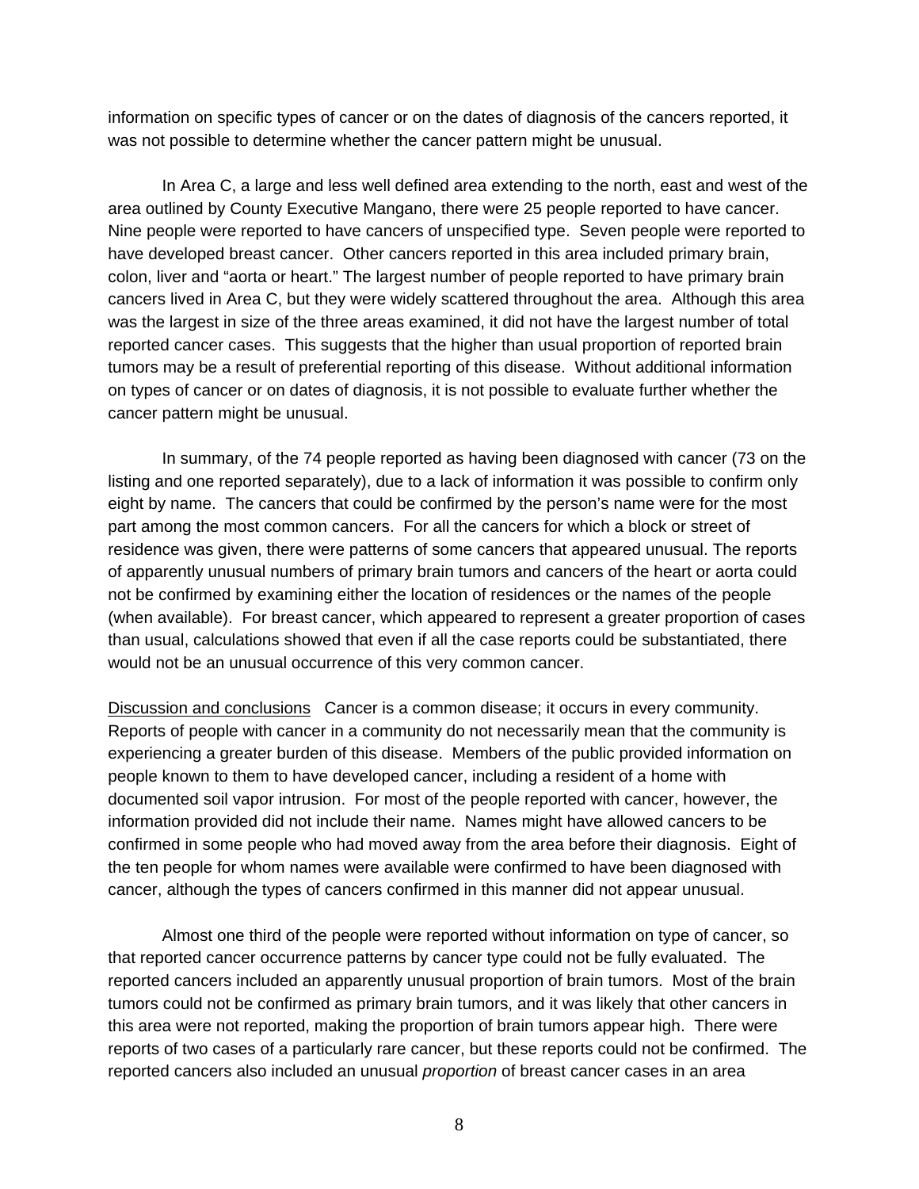information on specific types of cancer or on the dates of diagnosis of the cancers reported, it was not possible to determine whether the cancer pattern might be unusual.

In Area C, a large and less well defined area extending to the north, east and west of the area outlined by County Executive Mangano, there were 25 people reported to have cancer. Nine people were reported to have cancers of unspecified type. Seven people were reported to have developed breast cancer. Other cancers reported in this area included primary brain, colon, liver and "aorta or heart." The largest number of people reported to have primary brain cancers lived in Area C, but they were widely scattered throughout the area. Although this area was the largest in size of the three areas examined, it did not have the largest number of total reported cancer cases. This suggests that the higher than usual proportion of reported brain tumors may be a result of preferential reporting of this disease. Without additional information on types of cancer or on dates of diagnosis, it is not possible to evaluate further whether the cancer pattern might be unusual.

In summary, of the 74 people reported as having been diagnosed with cancer (73 on the listing and one reported separately), due to a lack of information it was possible to confirm only eight by name. The cancers that could be confirmed by the person's name were for the most part among the most common cancers. For all the cancers for which a block or street of residence was given, there were patterns of some cancers that appeared unusual. The reports of apparently unusual numbers of primary brain tumors and cancers of the heart or aorta could not be confirmed by examining either the location of residences or the names of the people (when available). For breast cancer, which appeared to represent a greater proportion of cases than usual, calculations showed that even if all the case reports could be substantiated, there would not be an unusual occurrence of this very common cancer.

Discussion and conclusions Cancer is a common disease; it occurs in every community. Reports of people with cancer in a community do not necessarily mean that the community is experiencing a greater burden of this disease. Members of the public provided information on people known to them to have developed cancer, including a resident of a home with documented soil vapor intrusion. For most of the people reported with cancer, however, the information provided did not include their name. Names might have allowed cancers to be confirmed in some people who had moved away from the area before their diagnosis. Eight of the ten people for whom names were available were confirmed to have been diagnosed with cancer, although the types of cancers confirmed in this manner did not appear unusual.

Almost one third of the people were reported without information on type of cancer, so that reported cancer occurrence patterns by cancer type could not be fully evaluated. The reported cancers included an apparently unusual proportion of brain tumors. Most of the brain tumors could not be confirmed as primary brain tumors, and it was likely that other cancers in this area were not reported, making the proportion of brain tumors appear high. There were reports of two cases of a particularly rare cancer, but these reports could not be confirmed. The reported cancers also included an unusual *proportion* of breast cancer cases in an area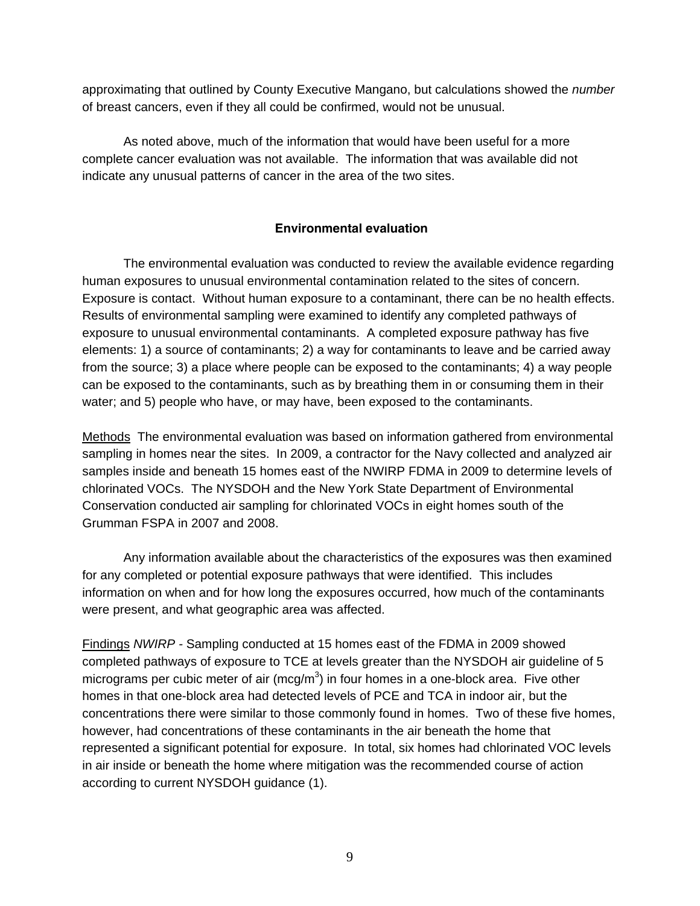approximating that outlined by County Executive Mangano, but calculations showed the *number* of breast cancers, even if they all could be confirmed, would not be unusual.

As noted above, much of the information that would have been useful for a more complete cancer evaluation was not available. The information that was available did not indicate any unusual patterns of cancer in the area of the two sites.

### Environmental evaluation

The environmental evaluation was conducted to review the available evidence regarding human exposures to unusual environmental contamination related to the sites of concern. Exposure is contact. Without human exposure to a contaminant, there can be no health effects. Results of environmental sampling were examined to identify any completed pathways of exposure to unusual environmental contaminants. A completed exposure pathway has five elements: 1) a source of contaminants; 2) a way for contaminants to leave and be carried away from the source; 3) a place where people can be exposed to the contaminants; 4) a way people can be exposed to the contaminants, such as by breathing them in or consuming them in their water; and 5) people who have, or may have, been exposed to the contaminants.

<u>Methods</u> The environmental evaluation was based on information gathered from environmental sampling in homes near the sites. In 2009, a contractor for the Navy collected and analyzed air samples inside and beneath 15 homes east of the NWIRP FDMA in 2009 to determine levels of chlorinated VOCs. The NYSDOH and the New York State Department of Environmental Conservation conducted air sampling for chlorinated VOCs in eight homes south of the Grumman FSPA in 2007 and 2008.

Any information available about the characteristics of the exposures was then examined for any completed or potential exposure pathways that were identified. This includes information on when and for how long the exposures occurred, how much of the contaminants were present, and what geographic area was affected.

<u>Findings</u> *NWIRP* - Sampling conducted at 15 homes east of the FDMA in 2009 showed completed pathways of exposure to TCE at levels greater than the NYSDOH air guideline of 5 micrograms per cubic meter of air (mcg/$m^3$) in four homes in a one-block area. Five other homes in that one-block area had detected levels of PCE and TCA in indoor air, but the concentrations there were similar to those commonly found in homes. Two of these five homes, however, had concentrations of these contaminants in the air beneath the home that represented a significant potential for exposure. In total, six homes had chlorinated VOC levels in air inside or beneath the home where mitigation was the recommended course of action according to current NYSDOH guidance (1).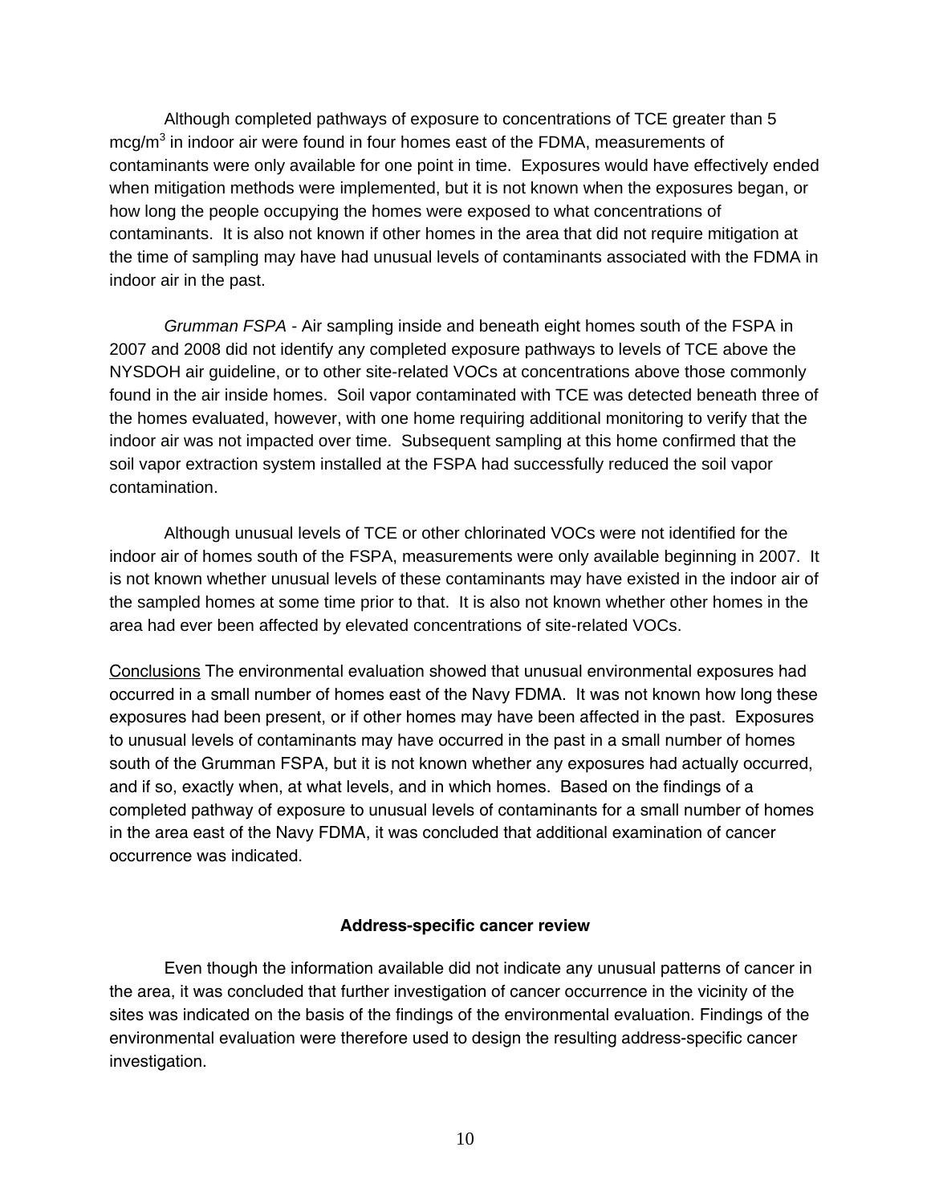Although completed pathways of exposure to concentrations of TCE greater than 5 mcg/m$^3$ in indoor air were found in four homes east of the FDMA, measurements of contaminants were only available for one point in time. Exposures would have effectively ended when mitigation methods were implemented, but it is not known when the exposures began, or how long the people occupying the homes were exposed to what concentrations of contaminants. It is also not known if other homes in the area that did not require mitigation at the time of sampling may have had unusual levels of contaminants associated with the FDMA in indoor air in the past.

*Grumman FSPA* - Air sampling inside and beneath eight homes south of the FSPA in 2007 and 2008 did not identify any completed exposure pathways to levels of TCE above the NYSDOH air guideline, or to other site-related VOCs at concentrations above those commonly found in the air inside homes. Soil vapor contaminated with TCE was detected beneath three of the homes evaluated, however, with one home requiring additional monitoring to verify that the indoor air was not impacted over time. Subsequent sampling at this home confirmed that the soil vapor extraction system installed at the FSPA had successfully reduced the soil vapor contamination.

Although unusual levels of TCE or other chlorinated VOCs were not identified for the indoor air of homes south of the FSPA, measurements were only available beginning in 2007. It is not known whether unusual levels of these contaminants may have existed in the indoor air of the sampled homes at some time prior to that. It is also not known whether other homes in the area had ever been affected by elevated concentrations of site-related VOCs.

<u>Conclusions</u> The environmental evaluation showed that unusual environmental exposures had occurred in a small number of homes east of the Navy FDMA. It was not known how long these exposures had been present, or if other homes may have been affected in the past. Exposures to unusual levels of contaminants may have occurred in the past in a small number of homes south of the Grumman FSPA, but it is not known whether any exposures had actually occurred, and if so, exactly when, at what levels, and in which homes. Based on the findings of a completed pathway of exposure to unusual levels of contaminants for a small number of homes in the area east of the Navy FDMA, it was concluded that additional examination of cancer occurrence was indicated.

## Address-specific cancer review

Even though the information available did not indicate any unusual patterns of cancer in the area, it was concluded that further investigation of cancer occurrence in the vicinity of the sites was indicated on the basis of the findings of the environmental evaluation. Findings of the environmental evaluation were therefore used to design the resulting address-specific cancer investigation.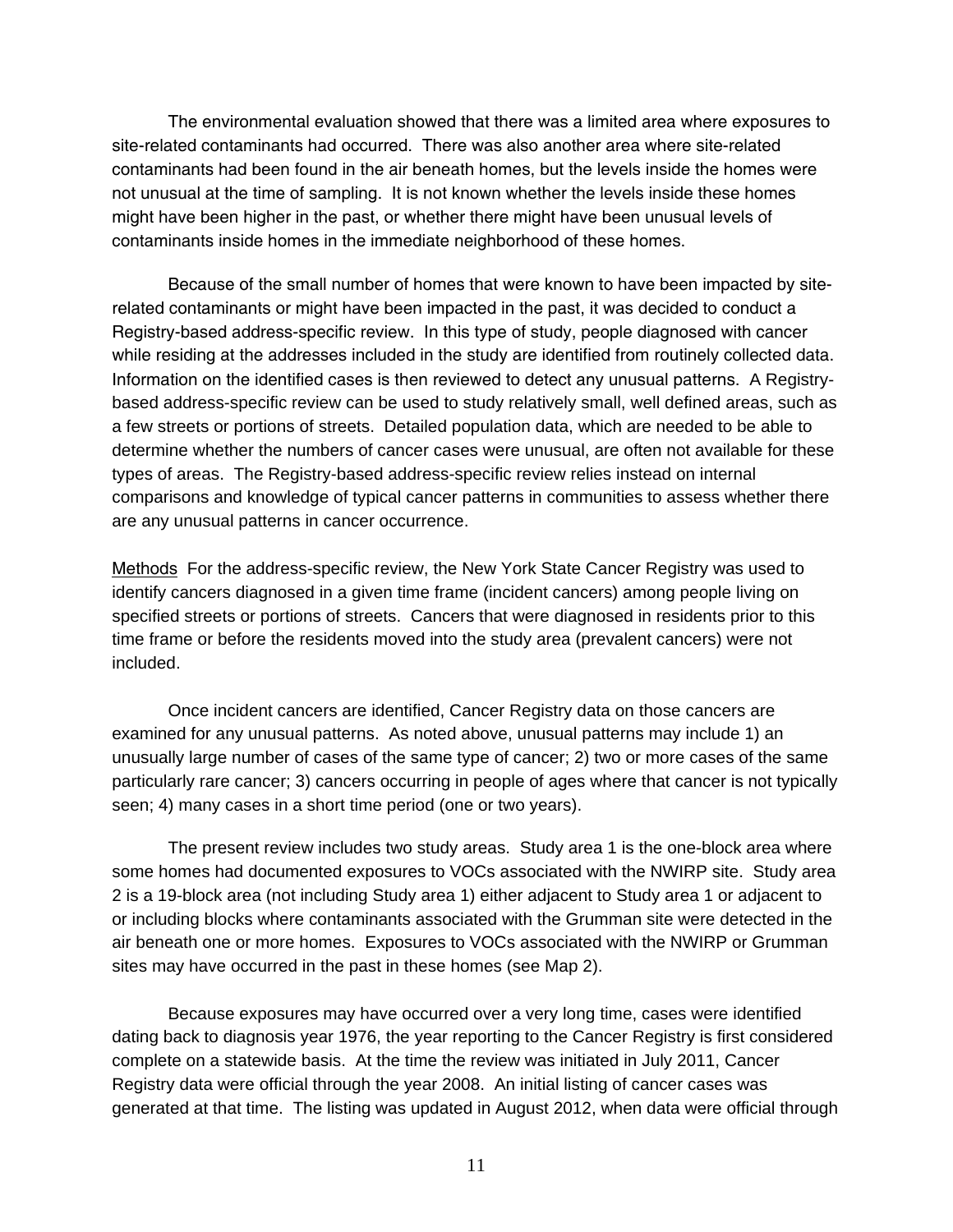The environmental evaluation showed that there was a limited area where exposures to site-related contaminants had occurred. There was also another area where site-related contaminants had been found in the air beneath homes, but the levels inside the homes were not unusual at the time of sampling. It is not known whether the levels inside these homes might have been higher in the past, or whether there might have been unusual levels of contaminants inside homes in the immediate neighborhood of these homes.

Because of the small number of homes that were known to have been impacted by site-related contaminants or might have been impacted in the past, it was decided to conduct a Registry-based address-specific review. In this type of study, people diagnosed with cancer while residing at the addresses included in the study are identified from routinely collected data. Information on the identified cases is then reviewed to detect any unusual patterns. A Registry-based address-specific review can be used to study relatively small, well defined areas, such as a few streets or portions of streets. Detailed population data, which are needed to be able to determine whether the numbers of cancer cases were unusual, are often not available for these types of areas. The Registry-based address-specific review relies instead on internal comparisons and knowledge of typical cancer patterns in communities to assess whether there are any unusual patterns in cancer occurrence.

Methods For the address-specific review, the New York State Cancer Registry was used to identify cancers diagnosed in a given time frame (incident cancers) among people living on specified streets or portions of streets. Cancers that were diagnosed in residents prior to this time frame or before the residents moved into the study area (prevalent cancers) were not included.

Once incident cancers are identified, Cancer Registry data on those cancers are examined for any unusual patterns. As noted above, unusual patterns may include 1) an unusually large number of cases of the same type of cancer; 2) two or more cases of the same particularly rare cancer; 3) cancers occurring in people of ages where that cancer is not typically seen; 4) many cases in a short time period (one or two years).

The present review includes two study areas. Study area 1 is the one-block area where some homes had documented exposures to VOCs associated with the NWIRP site. Study area 2 is a 19-block area (not including Study area 1) either adjacent to Study area 1 or adjacent to or including blocks where contaminants associated with the Grumman site were detected in the air beneath one or more homes. Exposures to VOCs associated with the NWIRP or Grumman sites may have occurred in the past in these homes (see Map 2).

Because exposures may have occurred over a very long time, cases were identified dating back to diagnosis year 1976, the year reporting to the Cancer Registry is first considered complete on a statewide basis. At the time the review was initiated in July 2011, Cancer Registry data were official through the year 2008. An initial listing of cancer cases was generated at that time. The listing was updated in August 2012, when data were official through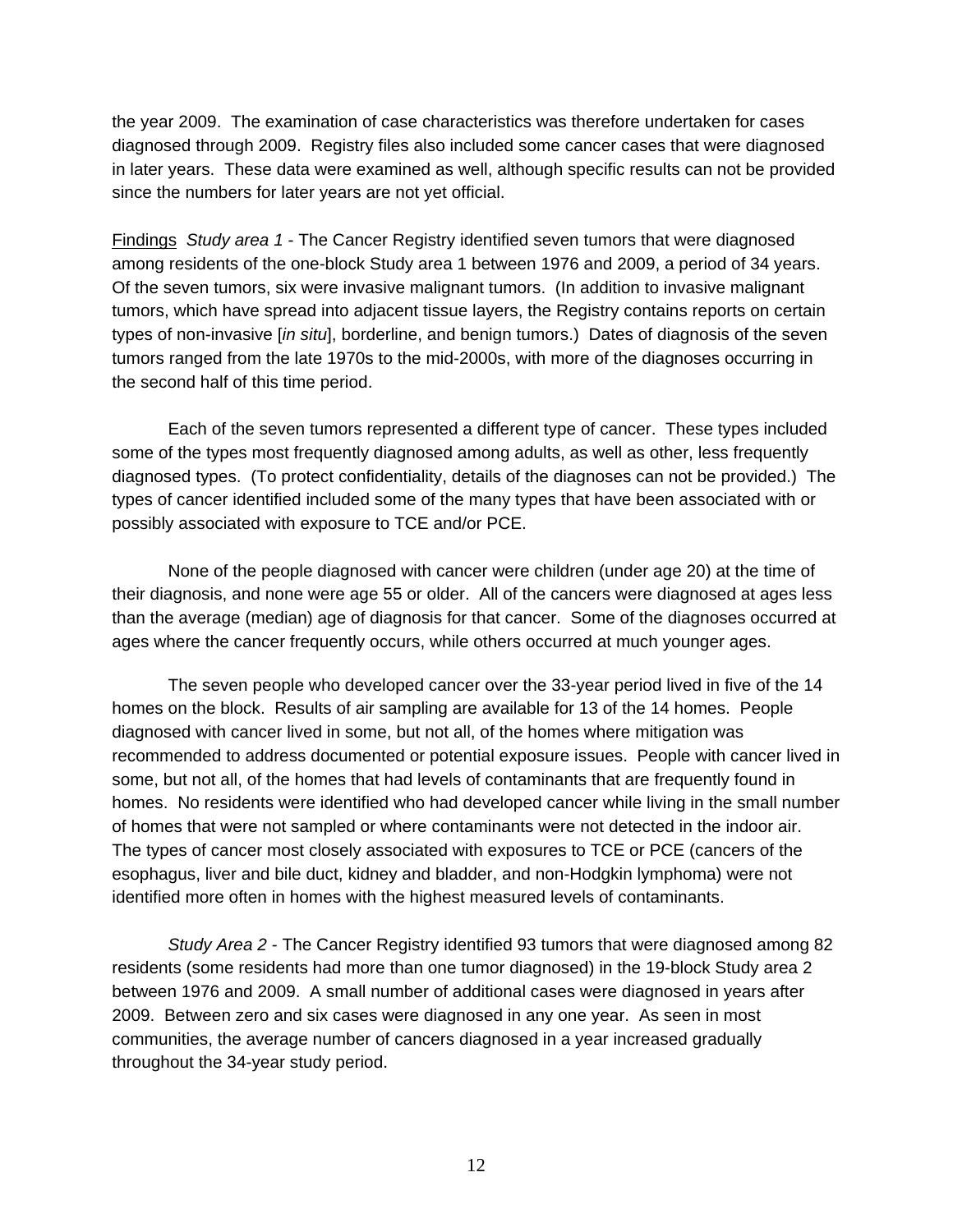the year 2009. The examination of case characteristics was therefore undertaken for cases diagnosed through 2009. Registry files also included some cancer cases that were diagnosed in later years. These data were examined as well, although specific results can not be provided since the numbers for later years are not yet official.

<u>Findings</u> *Study area 1* - The Cancer Registry identified seven tumors that were diagnosed among residents of the one-block Study area 1 between 1976 and 2009, a period of 34 years. Of the seven tumors, six were invasive malignant tumors. (In addition to invasive malignant tumors, which have spread into adjacent tissue layers, the Registry contains reports on certain types of non-invasive [*in situ*], borderline, and benign tumors.) Dates of diagnosis of the seven tumors ranged from the late 1970s to the mid-2000s, with more of the diagnoses occurring in the second half of this time period.

Each of the seven tumors represented a different type of cancer. These types included some of the types most frequently diagnosed among adults, as well as other, less frequently diagnosed types. (To protect confidentiality, details of the diagnoses can not be provided.) The types of cancer identified included some of the many types that have been associated with or possibly associated with exposure to TCE and/or PCE.

None of the people diagnosed with cancer were children (under age 20) at the time of their diagnosis, and none were age 55 or older. All of the cancers were diagnosed at ages less than the average (median) age of diagnosis for that cancer. Some of the diagnoses occurred at ages where the cancer frequently occurs, while others occurred at much younger ages.

The seven people who developed cancer over the 33-year period lived in five of the 14 homes on the block. Results of air sampling are available for 13 of the 14 homes. People diagnosed with cancer lived in some, but not all, of the homes where mitigation was recommended to address documented or potential exposure issues. People with cancer lived in some, but not all, of the homes that had levels of contaminants that are frequently found in homes. No residents were identified who had developed cancer while living in the small number of homes that were not sampled or where contaminants were not detected in the indoor air. The types of cancer most closely associated with exposures to TCE or PCE (cancers of the esophagus, liver and bile duct, kidney and bladder, and non-Hodgkin lymphoma) were not identified more often in homes with the highest measured levels of contaminants.

*Study Area 2* - The Cancer Registry identified 93 tumors that were diagnosed among 82 residents (some residents had more than one tumor diagnosed) in the 19-block Study area 2 between 1976 and 2009. A small number of additional cases were diagnosed in years after 2009. Between zero and six cases were diagnosed in any one year. As seen in most communities, the average number of cancers diagnosed in a year increased gradually throughout the 34-year study period.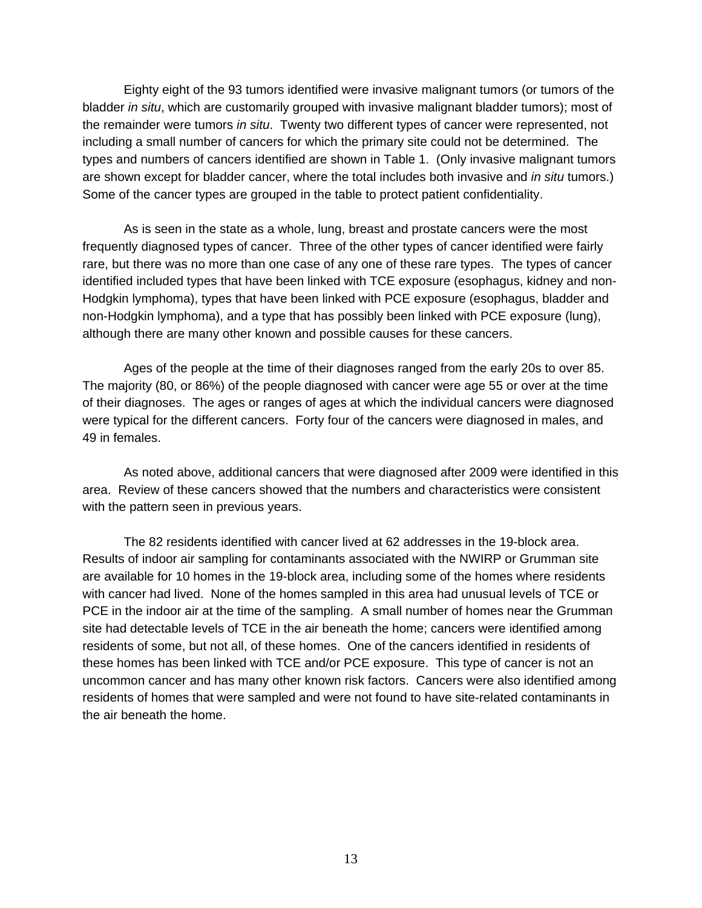Eighty eight of the 93 tumors identified were invasive malignant tumors (or tumors of the bladder *in situ*, which are customarily grouped with invasive malignant bladder tumors); most of the remainder were tumors *in situ*. Twenty two different types of cancer were represented, not including a small number of cancers for which the primary site could not be determined. The types and numbers of cancers identified are shown in Table 1. (Only invasive malignant tumors are shown except for bladder cancer, where the total includes both invasive and *in situ* tumors.) Some of the cancer types are grouped in the table to protect patient confidentiality.

As is seen in the state as a whole, lung, breast and prostate cancers were the most frequently diagnosed types of cancer. Three of the other types of cancer identified were fairly rare, but there was no more than one case of any one of these rare types. The types of cancer identified included types that have been linked with TCE exposure (esophagus, kidney and non-Hodgkin lymphoma), types that have been linked with PCE exposure (esophagus, bladder and non-Hodgkin lymphoma), and a type that has possibly been linked with PCE exposure (lung), although there are many other known and possible causes for these cancers.

Ages of the people at the time of their diagnoses ranged from the early 20s to over 85. The majority (80, or 86%) of the people diagnosed with cancer were age 55 or over at the time of their diagnoses. The ages or ranges of ages at which the individual cancers were diagnosed were typical for the different cancers. Forty four of the cancers were diagnosed in males, and 49 in females.

As noted above, additional cancers that were diagnosed after 2009 were identified in this area. Review of these cancers showed that the numbers and characteristics were consistent with the pattern seen in previous years.

The 82 residents identified with cancer lived at 62 addresses in the 19-block area. Results of indoor air sampling for contaminants associated with the NWIRP or Grumman site are available for 10 homes in the 19-block area, including some of the homes where residents with cancer had lived. None of the homes sampled in this area had unusual levels of TCE or PCE in the indoor air at the time of the sampling. A small number of homes near the Grumman site had detectable levels of TCE in the air beneath the home; cancers were identified among residents of some, but not all, of these homes. One of the cancers identified in residents of these homes has been linked with TCE and/or PCE exposure. This type of cancer is not an uncommon cancer and has many other known risk factors. Cancers were also identified among residents of homes that were sampled and were not found to have site-related contaminants in the air beneath the home.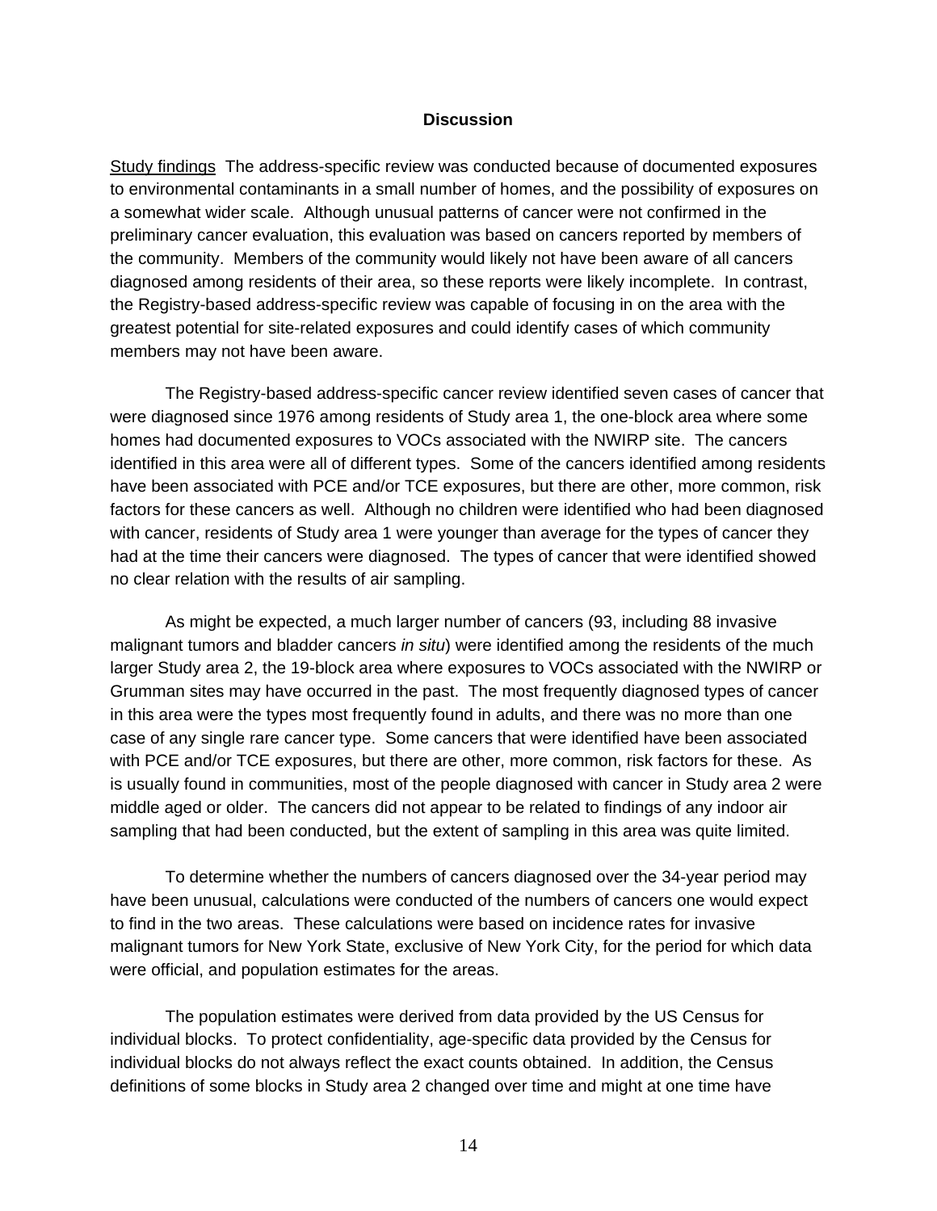## Discussion

Study findings The address-specific review was conducted because of documented exposures to environmental contaminants in a small number of homes, and the possibility of exposures on a somewhat wider scale. Although unusual patterns of cancer were not confirmed in the preliminary cancer evaluation, this evaluation was based on cancers reported by members of the community. Members of the community would likely not have been aware of all cancers diagnosed among residents of their area, so these reports were likely incomplete. In contrast, the Registry-based address-specific review was capable of focusing in on the area with the greatest potential for site-related exposures and could identify cases of which community members may not have been aware.

The Registry-based address-specific cancer review identified seven cases of cancer that were diagnosed since 1976 among residents of Study area 1, the one-block area where some homes had documented exposures to VOCs associated with the NWIRP site. The cancers identified in this area were all of different types. Some of the cancers identified among residents have been associated with PCE and/or TCE exposures, but there are other, more common, risk factors for these cancers as well. Although no children were identified who had been diagnosed with cancer, residents of Study area 1 were younger than average for the types of cancer they had at the time their cancers were diagnosed. The types of cancer that were identified showed no clear relation with the results of air sampling.

As might be expected, a much larger number of cancers (93, including 88 invasive malignant tumors and bladder cancers *in situ*) were identified among the residents of the much larger Study area 2, the 19-block area where exposures to VOCs associated with the NWIRP or Grumman sites may have occurred in the past. The most frequently diagnosed types of cancer in this area were the types most frequently found in adults, and there was no more than one case of any single rare cancer type. Some cancers that were identified have been associated with PCE and/or TCE exposures, but there are other, more common, risk factors for these. As is usually found in communities, most of the people diagnosed with cancer in Study area 2 were middle aged or older. The cancers did not appear to be related to findings of any indoor air sampling that had been conducted, but the extent of sampling in this area was quite limited.

To determine whether the numbers of cancers diagnosed over the 34-year period may have been unusual, calculations were conducted of the numbers of cancers one would expect to find in the two areas. These calculations were based on incidence rates for invasive malignant tumors for New York State, exclusive of New York City, for the period for which data were official, and population estimates for the areas.

The population estimates were derived from data provided by the US Census for individual blocks. To protect confidentiality, age-specific data provided by the Census for individual blocks do not always reflect the exact counts obtained. In addition, the Census definitions of some blocks in Study area 2 changed over time and might at one time have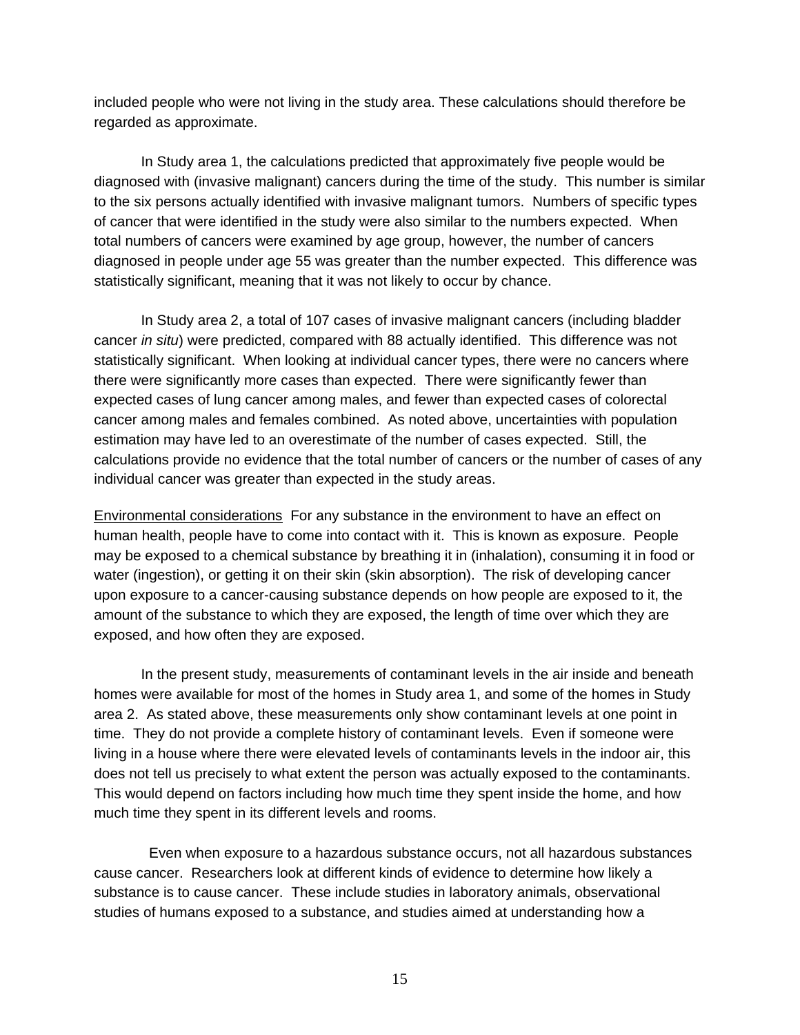included people who were not living in the study area. These calculations should therefore be regarded as approximate.

In Study area 1, the calculations predicted that approximately five people would be diagnosed with (invasive malignant) cancers during the time of the study. This number is similar to the six persons actually identified with invasive malignant tumors. Numbers of specific types of cancer that were identified in the study were also similar to the numbers expected. When total numbers of cancers were examined by age group, however, the number of cancers diagnosed in people under age 55 was greater than the number expected. This difference was statistically significant, meaning that it was not likely to occur by chance.

In Study area 2, a total of 107 cases of invasive malignant cancers (including bladder cancer *in situ*) were predicted, compared with 88 actually identified. This difference was not statistically significant. When looking at individual cancer types, there were no cancers where there were significantly more cases than expected. There were significantly fewer than expected cases of lung cancer among males, and fewer than expected cases of colorectal cancer among males and females combined. As noted above, uncertainties with population estimation may have led to an overestimate of the number of cases expected. Still, the calculations provide no evidence that the total number of cancers or the number of cases of any individual cancer was greater than expected in the study areas.

<u>Environmental considerations</u> For any substance in the environment to have an effect on human health, people have to come into contact with it. This is known as exposure. People may be exposed to a chemical substance by breathing it in (inhalation), consuming it in food or water (ingestion), or getting it on their skin (skin absorption). The risk of developing cancer upon exposure to a cancer-causing substance depends on how people are exposed to it, the amount of the substance to which they are exposed, the length of time over which they are exposed, and how often they are exposed.

In the present study, measurements of contaminant levels in the air inside and beneath homes were available for most of the homes in Study area 1, and some of the homes in Study area 2. As stated above, these measurements only show contaminant levels at one point in time. They do not provide a complete history of contaminant levels. Even if someone were living in a house where there were elevated levels of contaminants levels in the indoor air, this does not tell us precisely to what extent the person was actually exposed to the contaminants. This would depend on factors including how much time they spent inside the home, and how much time they spent in its different levels and rooms.

Even when exposure to a hazardous substance occurs, not all hazardous substances cause cancer. Researchers look at different kinds of evidence to determine how likely a substance is to cause cancer. These include studies in laboratory animals, observational studies of humans exposed to a substance, and studies aimed at understanding how a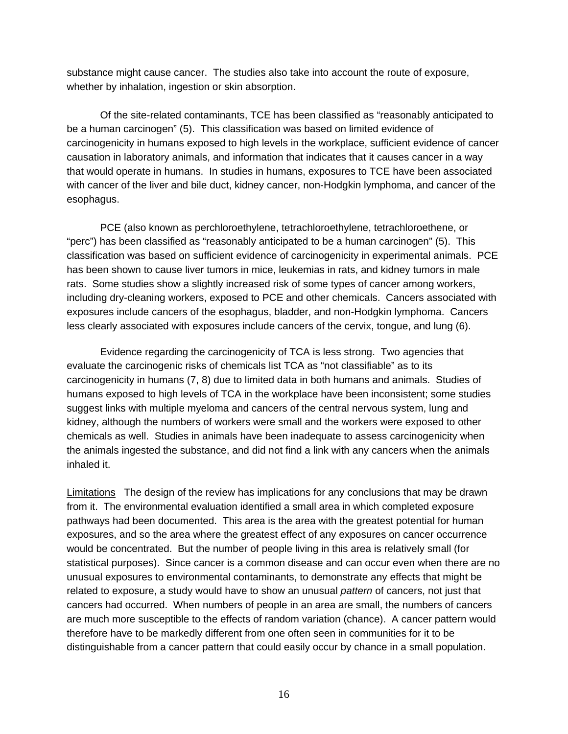substance might cause cancer. The studies also take into account the route of exposure, whether by inhalation, ingestion or skin absorption.

Of the site-related contaminants, TCE has been classified as "reasonably anticipated to be a human carcinogen" (5). This classification was based on limited evidence of carcinogenicity in humans exposed to high levels in the workplace, sufficient evidence of cancer causation in laboratory animals, and information that indicates that it causes cancer in a way that would operate in humans. In studies in humans, exposures to TCE have been associated with cancer of the liver and bile duct, kidney cancer, non-Hodgkin lymphoma, and cancer of the esophagus.

PCE (also known as perchloroethylene, tetrachloroethylene, tetrachloroethene, or "perc") has been classified as "reasonably anticipated to be a human carcinogen" (5). This classification was based on sufficient evidence of carcinogenicity in experimental animals. PCE has been shown to cause liver tumors in mice, leukemias in rats, and kidney tumors in male rats. Some studies show a slightly increased risk of some types of cancer among workers, including dry-cleaning workers, exposed to PCE and other chemicals. Cancers associated with exposures include cancers of the esophagus, bladder, and non-Hodgkin lymphoma. Cancers less clearly associated with exposures include cancers of the cervix, tongue, and lung (6).

Evidence regarding the carcinogenicity of TCA is less strong. Two agencies that evaluate the carcinogenic risks of chemicals list TCA as "not classifiable" as to its carcinogenicity in humans (7, 8) due to limited data in both humans and animals. Studies of humans exposed to high levels of TCA in the workplace have been inconsistent; some studies suggest links with multiple myeloma and cancers of the central nervous system, lung and kidney, although the numbers of workers were small and the workers were exposed to other chemicals as well. Studies in animals have been inadequate to assess carcinogenicity when the animals ingested the substance, and did not find a link with any cancers when the animals inhaled it.

<u>Limitations</u> The design of the review has implications for any conclusions that may be drawn from it. The environmental evaluation identified a small area in which completed exposure pathways had been documented. This area is the area with the greatest potential for human exposures, and so the area where the greatest effect of any exposures on cancer occurrence would be concentrated. But the number of people living in this area is relatively small (for statistical purposes). Since cancer is a common disease and can occur even when there are no unusual exposures to environmental contaminants, to demonstrate any effects that might be related to exposure, a study would have to show an unusual *pattern* of cancers, not just that cancers had occurred. When numbers of people in an area are small, the numbers of cancers are much more susceptible to the effects of random variation (chance). A cancer pattern would therefore have to be markedly different from one often seen in communities for it to be distinguishable from a cancer pattern that could easily occur by chance in a small population.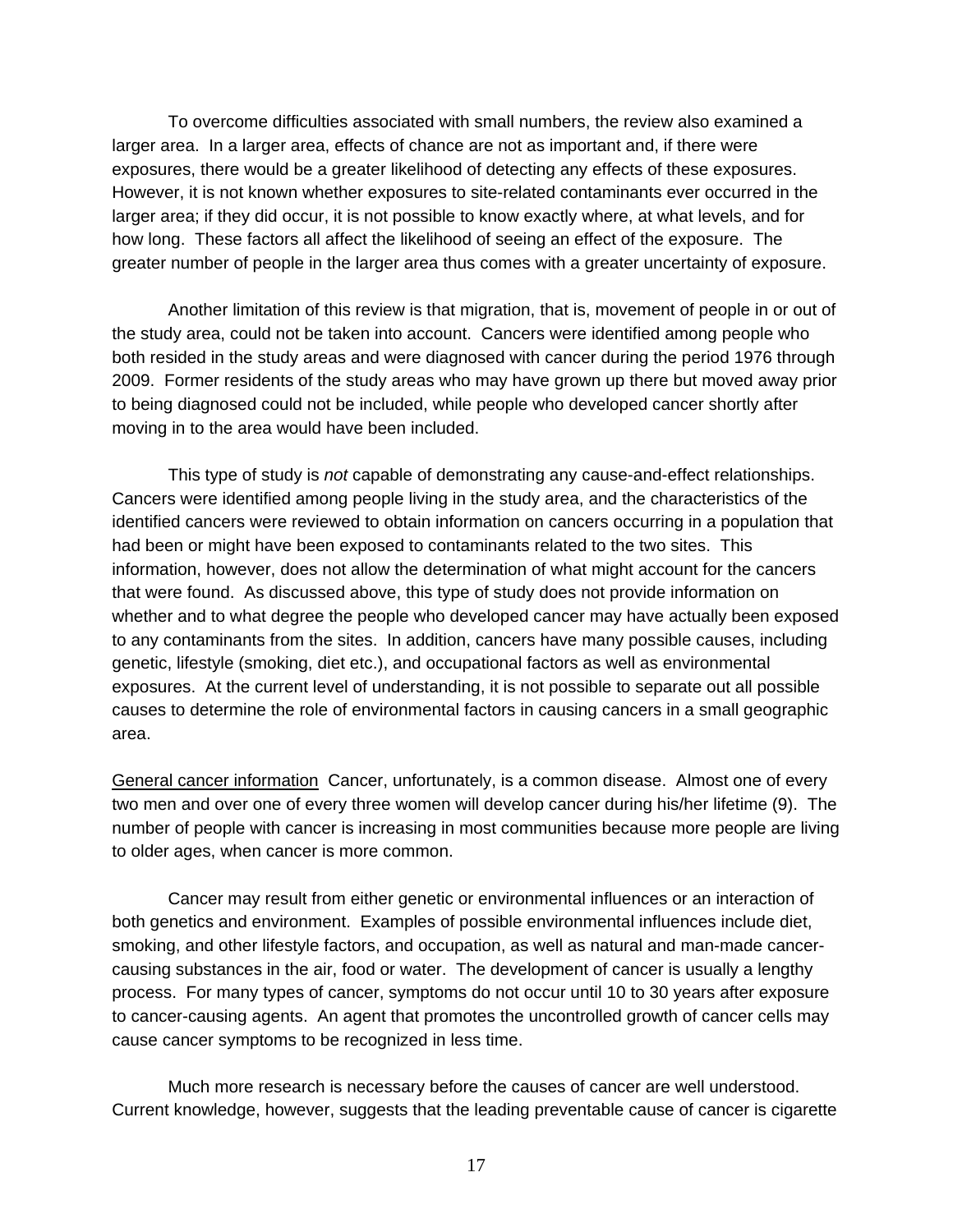To overcome difficulties associated with small numbers, the review also examined a larger area. In a larger area, effects of chance are not as important and, if there were exposures, there would be a greater likelihood of detecting any effects of these exposures. However, it is not known whether exposures to site-related contaminants ever occurred in the larger area; if they did occur, it is not possible to know exactly where, at what levels, and for how long. These factors all affect the likelihood of seeing an effect of the exposure. The greater number of people in the larger area thus comes with a greater uncertainty of exposure.

Another limitation of this review is that migration, that is, movement of people in or out of the study area, could not be taken into account. Cancers were identified among people who both resided in the study areas and were diagnosed with cancer during the period 1976 through 2009. Former residents of the study areas who may have grown up there but moved away prior to being diagnosed could not be included, while people who developed cancer shortly after moving in to the area would have been included.

This type of study is *not* capable of demonstrating any cause-and-effect relationships. Cancers were identified among people living in the study area, and the characteristics of the identified cancers were reviewed to obtain information on cancers occurring in a population that had been or might have been exposed to contaminants related to the two sites. This information, however, does not allow the determination of what might account for the cancers that were found. As discussed above, this type of study does not provide information on whether and to what degree the people who developed cancer may have actually been exposed to any contaminants from the sites. In addition, cancers have many possible causes, including genetic, lifestyle (smoking, diet etc.), and occupational factors as well as environmental exposures. At the current level of understanding, it is not possible to separate out all possible causes to determine the role of environmental factors in causing cancers in a small geographic area.

<u>General cancer information</u> Cancer, unfortunately, is a common disease. Almost one of every two men and over one of every three women will develop cancer during his/her lifetime (9). The number of people with cancer is increasing in most communities because more people are living to older ages, when cancer is more common.

Cancer may result from either genetic or environmental influences or an interaction of both genetics and environment. Examples of possible environmental influences include diet, smoking, and other lifestyle factors, and occupation, as well as natural and man-made cancer-causing substances in the air, food or water. The development of cancer is usually a lengthy process. For many types of cancer, symptoms do not occur until 10 to 30 years after exposure to cancer-causing agents. An agent that promotes the uncontrolled growth of cancer cells may cause cancer symptoms to be recognized in less time.

Much more research is necessary before the causes of cancer are well understood. Current knowledge, however, suggests that the leading preventable cause of cancer is cigarette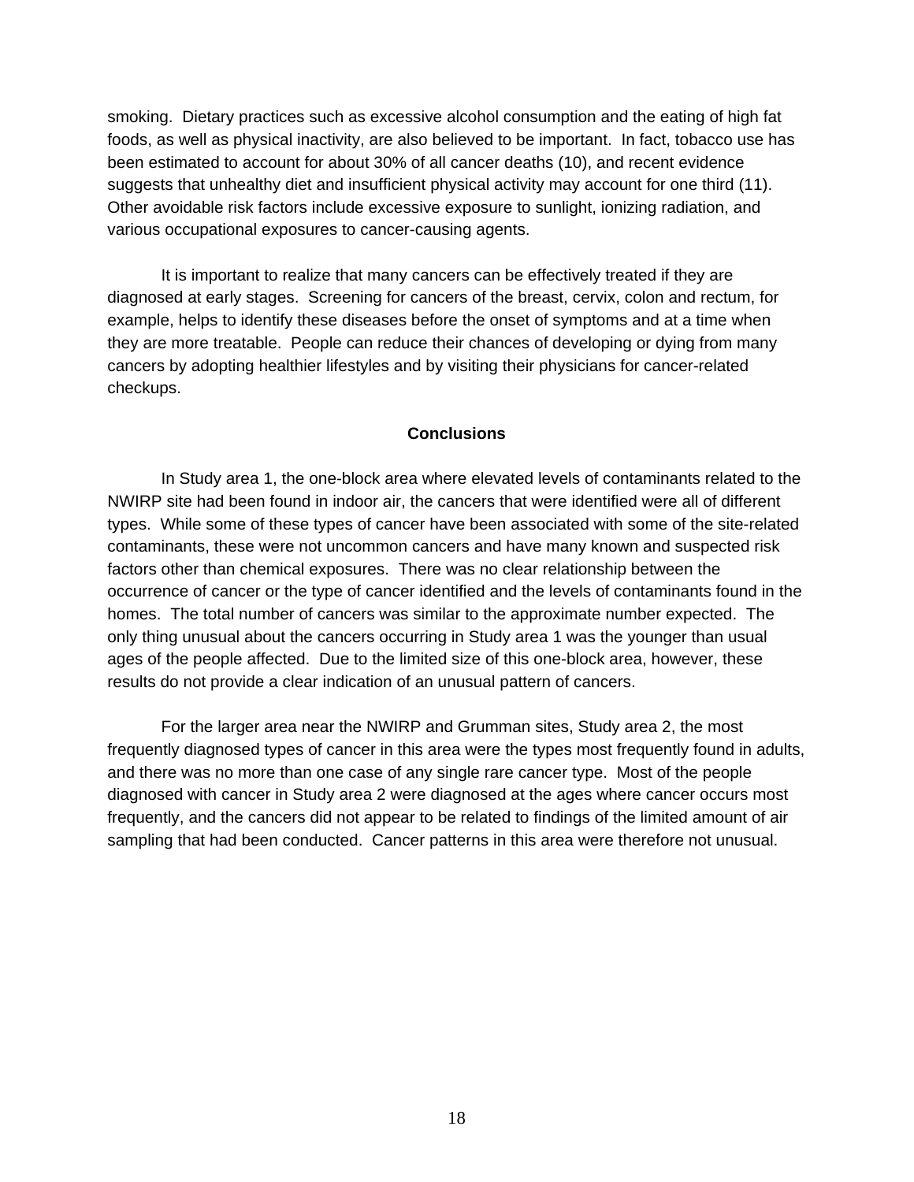smoking. Dietary practices such as excessive alcohol consumption and the eating of high fat foods, as well as physical inactivity, are also believed to be important. In fact, tobacco use has been estimated to account for about 30% of all cancer deaths (10), and recent evidence suggests that unhealthy diet and insufficient physical activity may account for one third (11). Other avoidable risk factors include excessive exposure to sunlight, ionizing radiation, and various occupational exposures to cancer-causing agents.

It is important to realize that many cancers can be effectively treated if they are diagnosed at early stages. Screening for cancers of the breast, cervix, colon and rectum, for example, helps to identify these diseases before the onset of symptoms and at a time when they are more treatable. People can reduce their chances of developing or dying from many cancers by adopting healthier lifestyles and by visiting their physicians for cancer-related checkups.

## Conclusions

In Study area 1, the one-block area where elevated levels of contaminants related to the NWIRP site had been found in indoor air, the cancers that were identified were all of different types. While some of these types of cancer have been associated with some of the site-related contaminants, these were not uncommon cancers and have many known and suspected risk factors other than chemical exposures. There was no clear relationship between the occurrence of cancer or the type of cancer identified and the levels of contaminants found in the homes. The total number of cancers was similar to the approximate number expected. The only thing unusual about the cancers occurring in Study area 1 was the younger than usual ages of the people affected. Due to the limited size of this one-block area, however, these results do not provide a clear indication of an unusual pattern of cancers.

For the larger area near the NWIRP and Grumman sites, Study area 2, the most frequently diagnosed types of cancer in this area were the types most frequently found in adults, and there was no more than one case of any single rare cancer type. Most of the people diagnosed with cancer in Study area 2 were diagnosed at the ages where cancer occurs most frequently, and the cancers did not appear to be related to findings of the limited amount of air sampling that had been conducted. Cancer patterns in this area were therefore not unusual.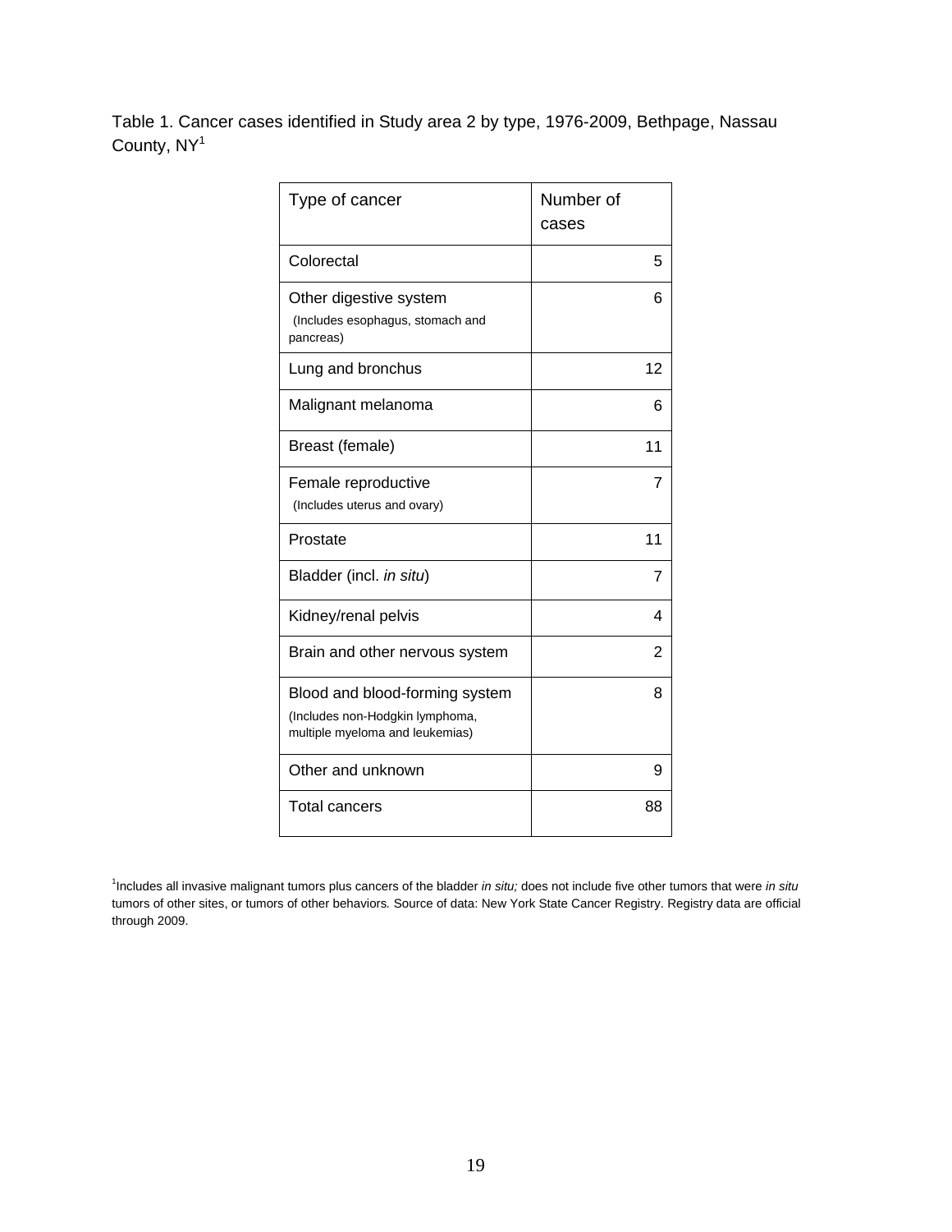Table 1. Cancer cases identified in Study area 2 by type, 1976-2009, Bethpage, Nassau County, NY[1]

| Type of cancer | Number of cases |
|---|---|
| Colorectal | 5 |
| Other digestive system (Includes esophagus, stomach and pancreas) | 6 |
| Lung and bronchus | 12 |
| Malignant melanoma | 6 |
| Breast (female) | 11 |
| Female reproductive (Includes uterus and ovary) | 7 |
| Prostate | 11 |
| Bladder (incl. *in situ*) | 7 |
| Kidney/renal pelvis | 4 |
| Brain and other nervous system | 2 |
| Blood and blood-forming system (Includes non-Hodgkin lymphoma, multiple myeloma and leukemias) | 8 |
| Other and unknown | 9 |
| Total cancers | 88 |

[1]Includes all invasive malignant tumors plus cancers of the bladder *in situ;* does not include five other tumors that were *in situ* tumors of other sites, or tumors of other behaviors*.* Source of data: New York State Cancer Registry. Registry data are official through 2009.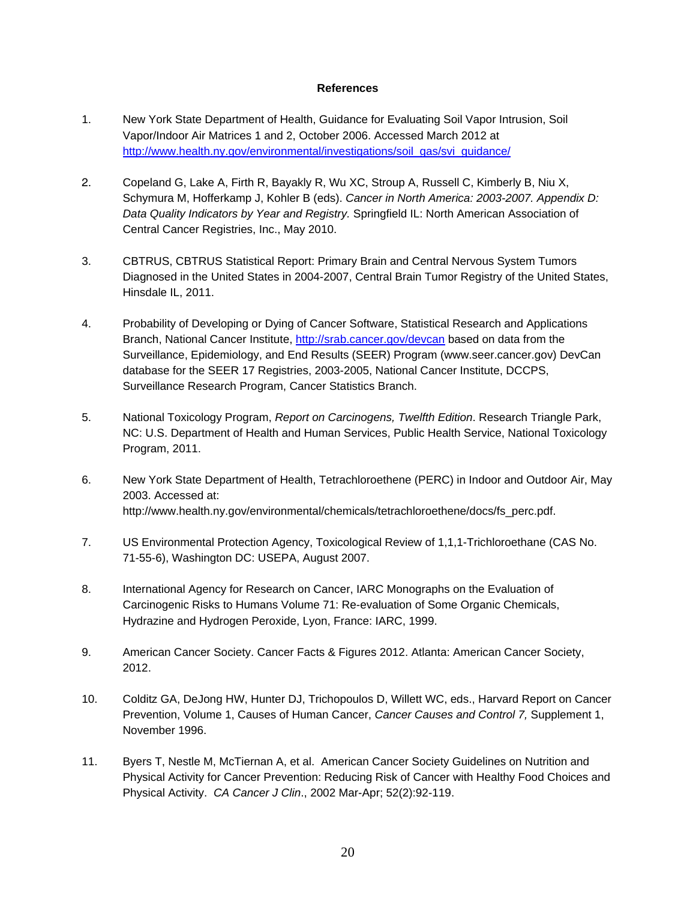**References**

1. New York State Department of Health, Guidance for Evaluating Soil Vapor Intrusion, Soil Vapor/Indoor Air Matrices 1 and 2, October 2006. Accessed March 2012 at http://www.health.ny.gov/environmental/investigations/soil_gas/svi_guidance/

2. Copeland G, Lake A, Firth R, Bayakly R, Wu XC, Stroup A, Russell C, Kimberly B, Niu X, Schymura M, Hofferkamp J, Kohler B (eds). *Cancer in North America: 2003-2007. Appendix D: Data Quality Indicators by Year and Registry.* Springfield IL: North American Association of Central Cancer Registries, Inc., May 2010.

3. CBTRUS, CBTRUS Statistical Report: Primary Brain and Central Nervous System Tumors Diagnosed in the United States in 2004-2007, Central Brain Tumor Registry of the United States, Hinsdale IL, 2011.

4. Probability of Developing or Dying of Cancer Software, Statistical Research and Applications Branch, National Cancer Institute, http://srab.cancer.gov/devcan based on data from the Surveillance, Epidemiology, and End Results (SEER) Program (www.seer.cancer.gov) DevCan database for the SEER 17 Registries, 2003-2005, National Cancer Institute, DCCPS, Surveillance Research Program, Cancer Statistics Branch.

5. National Toxicology Program, *Report on Carcinogens, Twelfth Edition*. Research Triangle Park, NC: U.S. Department of Health and Human Services, Public Health Service, National Toxicology Program, 2011.

6. New York State Department of Health, Tetrachloroethene (PERC) in Indoor and Outdoor Air, May 2003. Accessed at: http://www.health.ny.gov/environmental/chemicals/tetrachloroethene/docs/fs_perc.pdf.

7. US Environmental Protection Agency, Toxicological Review of 1,1,1-Trichloroethane (CAS No. 71-55-6), Washington DC: USEPA, August 2007.

8. International Agency for Research on Cancer, IARC Monographs on the Evaluation of Carcinogenic Risks to Humans Volume 71: Re-evaluation of Some Organic Chemicals, Hydrazine and Hydrogen Peroxide, Lyon, France: IARC, 1999.

9. American Cancer Society. Cancer Facts & Figures 2012. Atlanta: American Cancer Society, 2012.

10. Colditz GA, DeJong HW, Hunter DJ, Trichopoulos D, Willett WC, eds., Harvard Report on Cancer Prevention, Volume 1, Causes of Human Cancer, *Cancer Causes and Control 7,* Supplement 1, November 1996.

11. Byers T, Nestle M, McTiernan A, et al. American Cancer Society Guidelines on Nutrition and Physical Activity for Cancer Prevention: Reducing Risk of Cancer with Healthy Food Choices and Physical Activity. *CA Cancer J Clin*., 2002 Mar-Apr; 52(2):92-119.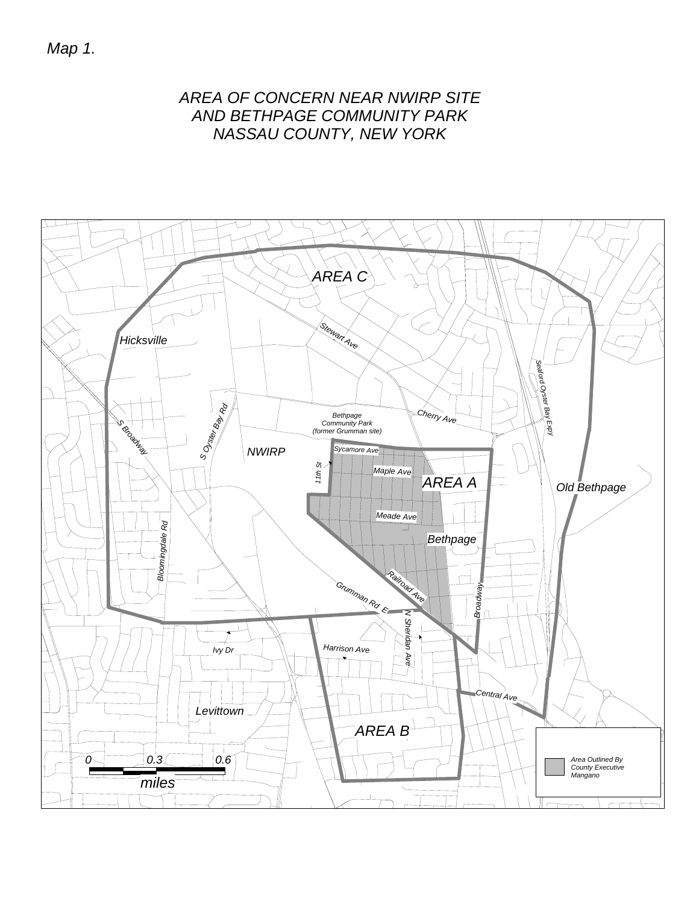*Map 1.*

# AREA OF CONCERN NEAR NWIRP SITE AND BETHPAGE COMMUNITY PARK NASSAU COUNTY, NEW YORK

AREA C

Hicksville

Stewart Ave

Seaford Oyster Bay Expy

Cherry Ave

Bethpage Community Park (former Grumman site)

S Broadway

S Oyster Bay Rd

NWIRP

Sycamore Ave

11th St

Maple Ave

AREA A

Old Bethpage

Meade Ave

Bethpage

Bloomingdale Rd

Railroad Ave

Grumman Rd E

Broadway

N Sheridan Ave

Ivy Dr

Harrison Ave

Central Ave

Levittown

AREA B

0 0.3 0.6

miles

Area Outlined By County Executive Mangano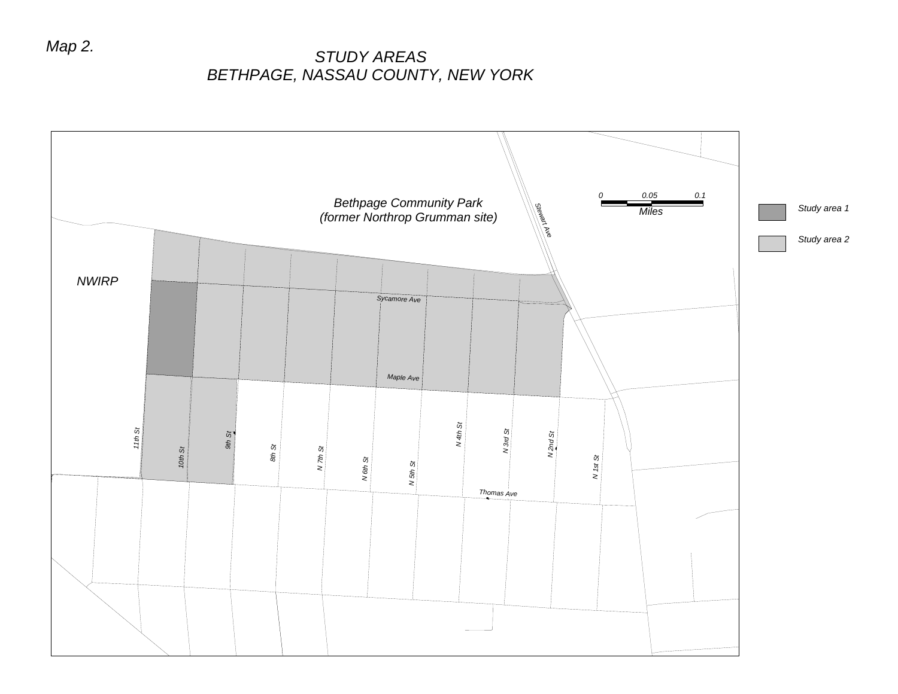Map 2.

# STUDY AREAS
# BETHPAGE, NASSAU COUNTY, NEW YORK

Bethpage Community Park
(former Northrop Grumman site)

NWIRP

Stewart Ave

Sycamore Ave

Maple Ave

Thomas Ave

11th St

10th St

9th St

8th St

N 7th St

N 6th St

N 5th St

N 4th St

N 3rd St

N 2nd St

N 1st St

0 0.05 0.1
Miles

Study area 1

Study area 2